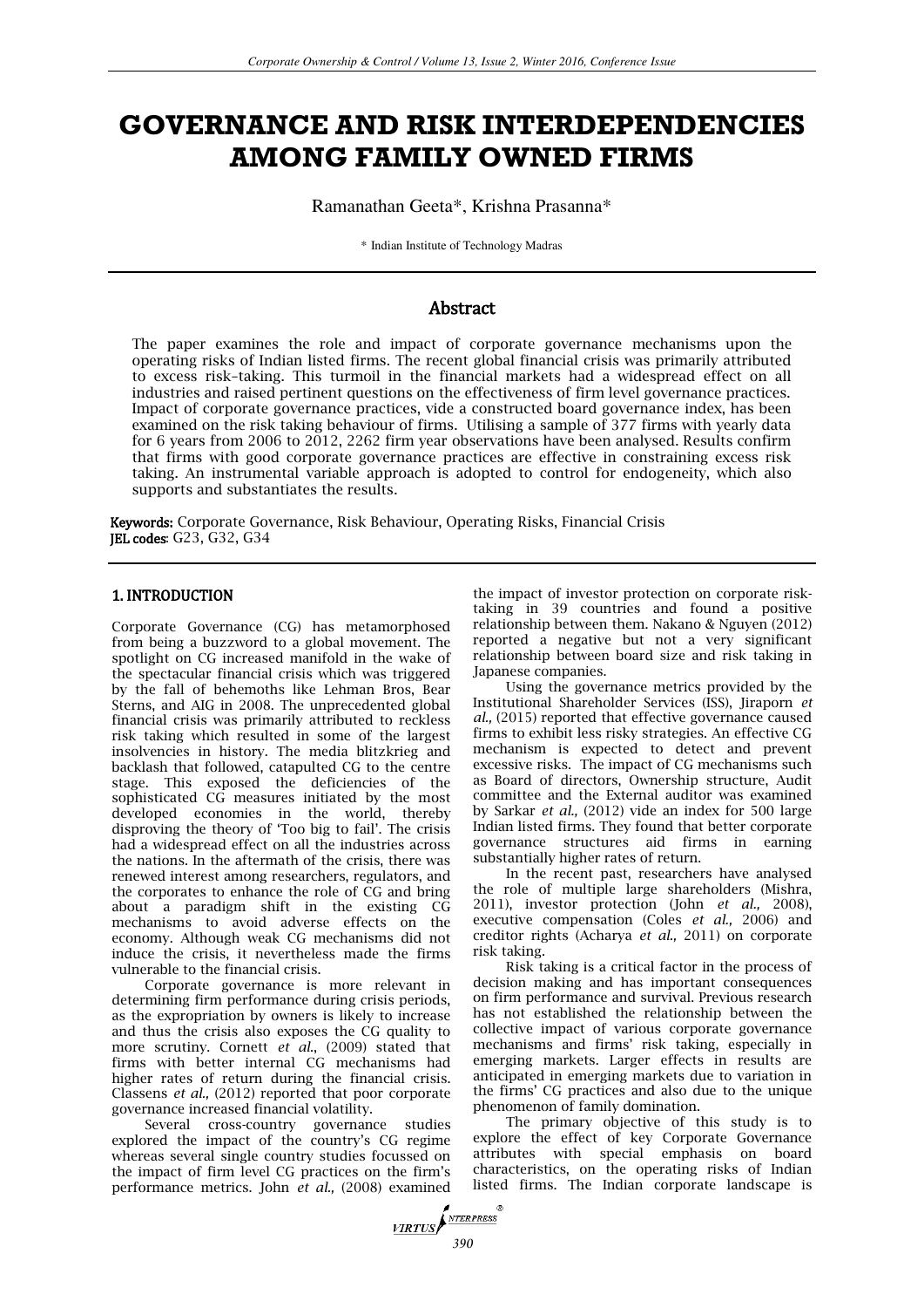# GOVERNANCE AND RISK INTERDEPENDENCIES AMONG FAMILY OWNED FIRMS

Ramanathan Geeta*, Krishna Prasanna*

\* Indian Institute of Technology Madras

## Abstract

The paper examines the role and impact of corporate governance mechanisms upon the operating risks of Indian listed firms. The recent global financial crisis was primarily attributed to excess risk–taking. This turmoil in the financial markets had a widespread effect on all industries and raised pertinent questions on the effectiveness of firm level governance practices. Impact of corporate governance practices, vide a constructed board governance index, has been examined on the risk taking behaviour of firms. Utilising a sample of 377 firms with yearly data for 6 years from 2006 to 2012, 2262 firm year observations have been analysed. Results confirm that firms with good corporate governance practices are effective in constraining excess risk taking. An instrumental variable approach is adopted to control for endogeneity, which also supports and substantiates the results.

**Keywords:** Corporate Governance, Risk Behaviour, Operating Risks, Financial Crisis
**JEL codes**: G23, G32, G34

## 1. INTRODUCTION

Corporate Governance (CG) has metamorphosed from being a buzzword to a global movement. The spotlight on CG increased manifold in the wake of the spectacular financial crisis which was triggered by the fall of behemoths like Lehman Bros, Bear Sterns, and AIG in 2008. The unprecedented global financial crisis was primarily attributed to reckless risk taking which resulted in some of the largest insolvencies in history. The media blitzkrieg and backlash that followed, catapulted CG to the centre stage. This exposed the deficiencies of the sophisticated CG measures initiated by the most developed economies in the world, thereby disproving the theory of 'Too big to fail'. The crisis had a widespread effect on all the industries across the nations. In the aftermath of the crisis, there was renewed interest among researchers, regulators, and the corporates to enhance the role of CG and bring about a paradigm shift in the existing CG mechanisms to avoid adverse effects on the economy. Although weak CG mechanisms did not induce the crisis, it nevertheless made the firms vulnerable to the financial crisis.

Corporate governance is more relevant in determining firm performance during crisis periods, as the expropriation by owners is likely to increase and thus the crisis also exposes the CG quality to more scrutiny. Cornett *et al*., (2009) stated that firms with better internal CG mechanisms had higher rates of return during the financial crisis. Classens *et al.,* (2012) reported that poor corporate governance increased financial volatility.

Several cross-country governance studies explored the impact of the country's CG regime whereas several single country studies focussed on the impact of firm level CG practices on the firm's performance metrics. John *et al.,* (2008) examined the impact of investor protection on corporate risk-taking in 39 countries and found a positive relationship between them. Nakano & Nguyen (2012) reported a negative but not a very significant relationship between board size and risk taking in Japanese companies.

Using the governance metrics provided by the Institutional Shareholder Services (ISS), Jiraporn *et al.,* (2015) reported that effective governance caused firms to exhibit less risky strategies. An effective CG mechanism is expected to detect and prevent excessive risks. The impact of CG mechanisms such as Board of directors, Ownership structure, Audit committee and the External auditor was examined by Sarkar *et al.,* (2012) vide an index for 500 large Indian listed firms. They found that better corporate governance structures aid firms in earning substantially higher rates of return.

In the recent past, researchers have analysed the role of multiple large shareholders (Mishra, 2011), investor protection (John *et al.,* 2008), executive compensation (Coles *et al.,* 2006) and creditor rights (Acharya *et al.,* 2011) on corporate risk taking.

Risk taking is a critical factor in the process of decision making and has important consequences on firm performance and survival. Previous research has not established the relationship between the collective impact of various corporate governance mechanisms and firms' risk taking, especially in emerging markets. Larger effects in results are anticipated in emerging markets due to variation in the firms' CG practices and also due to the unique phenomenon of family domination.

The primary objective of this study is to explore the effect of key Corporate Governance attributes with special emphasis on board characteristics, on the operating risks of Indian listed firms. The Indian corporate landscape is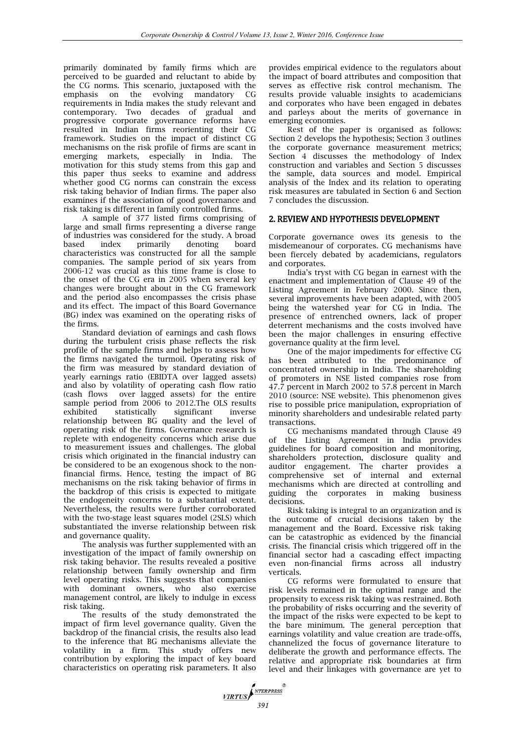primarily dominated by family firms which are perceived to be guarded and reluctant to abide by the CG norms. This scenario, juxtaposed with the emphasis on the evolving mandatory CG requirements in India makes the study relevant and contemporary. Two decades of gradual and progressive corporate governance reforms have resulted in Indian firms reorienting their CG framework. Studies on the impact of distinct CG mechanisms on the risk profile of firms are scant in emerging markets, especially in India. The motivation for this study stems from this gap and this paper thus seeks to examine and address whether good CG norms can constrain the excess risk taking behavior of Indian firms. The paper also examines if the association of good governance and risk taking is different in family controlled firms.

A sample of 377 listed firms comprising of large and small firms representing a diverse range of industries was considered for the study. A broad based index primarily denoting board characteristics was constructed for all the sample companies. The sample period of six years from 2006-12 was crucial as this time frame is close to the onset of the CG era in 2005 when several key changes were brought about in the CG framework and the period also encompasses the crisis phase and its effect. The impact of this Board Governance (BG) index was examined on the operating risks of the firms.

Standard deviation of earnings and cash flows during the turbulent crisis phase reflects the risk profile of the sample firms and helps to assess how the firms navigated the turmoil. Operating risk of the firm was measured by standard deviation of yearly earnings ratio (EBIDTA over lagged assets) and also by volatility of operating cash flow ratio (cash flows over lagged assets) for the entire sample period from 2006 to 2012.The OLS results exhibited statistically significant inverse relationship between BG quality and the level of operating risk of the firms. Governance research is replete with endogeneity concerns which arise due to measurement issues and challenges. The global crisis which originated in the financial industry can be considered to be an exogenous shock to the non-financial firms. Hence, testing the impact of BG mechanisms on the risk taking behavior of firms in the backdrop of this crisis is expected to mitigate the endogeneity concerns to a substantial extent. Nevertheless, the results were further corroborated with the two-stage least squares model (2SLS) which substantiated the inverse relationship between risk and governance quality.

The analysis was further supplemented with an investigation of the impact of family ownership on risk taking behavior. The results revealed a positive relationship between family ownership and firm level operating risks. This suggests that companies with dominant owners, who also exercise management control, are likely to indulge in excess risk taking.

The results of the study demonstrated the impact of firm level governance quality. Given the backdrop of the financial crisis, the results also lead to the inference that BG mechanisms alleviate the volatility in a firm. This study offers new contribution by exploring the impact of key board characteristics on operating risk parameters. It also provides empirical evidence to the regulators about the impact of board attributes and composition that serves as effective risk control mechanism. The results provide valuable insights to academicians and corporates who have been engaged in debates and parleys about the merits of governance in emerging economies.

Rest of the paper is organised as follows: Section 2 develops the hypothesis; Section 3 outlines the corporate governance measurement metrics; Section 4 discusses the methodology of Index construction and variables and Section 5 discusses the sample, data sources and model. Empirical analysis of the Index and its relation to operating risk measures are tabulated in Section 6 and Section 7 concludes the discussion.

## 2. REVIEW AND HYPOTHESIS DEVELOPMENT

Corporate governance owes its genesis to the misdemeanour of corporates. CG mechanisms have been fiercely debated by academicians, regulators and corporates.

India's tryst with CG began in earnest with the enactment and implementation of Clause 49 of the Listing Agreement in February 2000. Since then, several improvements have been adapted, with 2005 being the watershed year for CG in India. The presence of entrenched owners, lack of proper deterrent mechanisms and the costs involved have been the major challenges in ensuring effective governance quality at the firm level.

One of the major impediments for effective CG has been attributed to the predominance of concentrated ownership in India. The shareholding of promoters in NSE listed companies rose from 47.7 percent in March 2002 to 57.8 percent in March 2010 (source: NSE website). This phenomenon gives rise to possible price manipulation, expropriation of minority shareholders and undesirable related party transactions.

CG mechanisms mandated through Clause 49 of the Listing Agreement in India provides guidelines for board composition and monitoring, shareholders protection, disclosure quality and auditor engagement. The charter provides a comprehensive set of internal and external mechanisms which are directed at controlling and guiding the corporates in making business decisions.

Risk taking is integral to an organization and is the outcome of crucial decisions taken by the management and the Board. Excessive risk taking can be catastrophic as evidenced by the financial crisis. The financial crisis which triggered off in the financial sector had a cascading effect impacting even non-financial firms across all industry verticals.

CG reforms were formulated to ensure that risk levels remained in the optimal range and the propensity to excess risk taking was restrained. Both the probability of risks occurring and the severity of the impact of the risks were expected to be kept to the bare minimum. The general perception that earnings volatility and value creation are trade-offs, channelized the focus of governance literature to deliberate the growth and performance effects. The relative and appropriate risk boundaries at firm level and their linkages with governance are yet to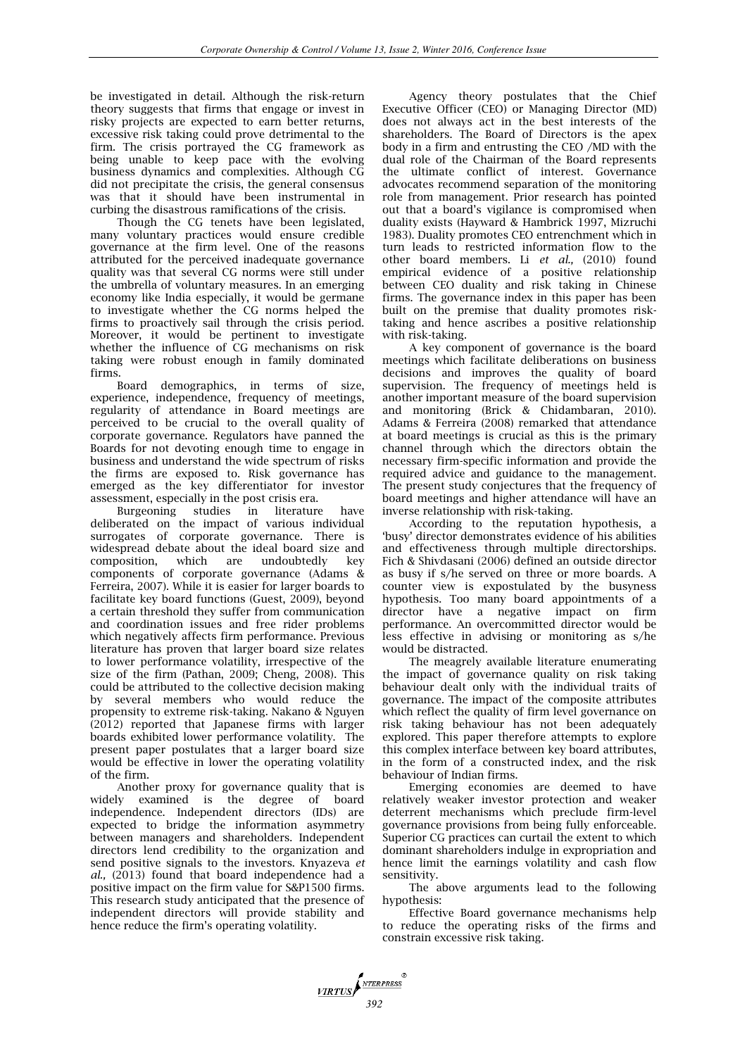be investigated in detail. Although the risk-return theory suggests that firms that engage or invest in risky projects are expected to earn better returns, excessive risk taking could prove detrimental to the firm. The crisis portrayed the CG framework as being unable to keep pace with the evolving business dynamics and complexities. Although CG did not precipitate the crisis, the general consensus was that it should have been instrumental in curbing the disastrous ramifications of the crisis.

Though the CG tenets have been legislated, many voluntary practices would ensure credible governance at the firm level. One of the reasons attributed for the perceived inadequate governance quality was that several CG norms were still under the umbrella of voluntary measures. In an emerging economy like India especially, it would be germane to investigate whether the CG norms helped the firms to proactively sail through the crisis period. Moreover, it would be pertinent to investigate whether the influence of CG mechanisms on risk taking were robust enough in family dominated firms.

Board demographics, in terms of size, experience, independence, frequency of meetings, regularity of attendance in Board meetings are perceived to be crucial to the overall quality of corporate governance. Regulators have panned the Boards for not devoting enough time to engage in business and understand the wide spectrum of risks the firms are exposed to. Risk governance has emerged as the key differentiator for investor assessment, especially in the post crisis era.

Burgeoning studies in literature have deliberated on the impact of various individual surrogates of corporate governance. There is widespread debate about the ideal board size and composition, which are undoubtedly key components of corporate governance (Adams & Ferreira, 2007). While it is easier for larger boards to facilitate key board functions (Guest, 2009), beyond a certain threshold they suffer from communication and coordination issues and free rider problems which negatively affects firm performance. Previous literature has proven that larger board size relates to lower performance volatility, irrespective of the size of the firm (Pathan, 2009; Cheng, 2008). This could be attributed to the collective decision making by several members who would reduce the propensity to extreme risk-taking. Nakano & Nguyen (2012) reported that Japanese firms with larger boards exhibited lower performance volatility. The present paper postulates that a larger board size would be effective in lower the operating volatility of the firm.

Another proxy for governance quality that is widely examined is the degree of board independence. Independent directors (IDs) are expected to bridge the information asymmetry between managers and shareholders. Independent directors lend credibility to the organization and send positive signals to the investors. Knyazeva *et al.,* (2013) found that board independence had a positive impact on the firm value for S&P1500 firms. This research study anticipated that the presence of independent directors will provide stability and hence reduce the firm's operating volatility.

Agency theory postulates that the Chief Executive Officer (CEO) or Managing Director (MD) does not always act in the best interests of the shareholders. The Board of Directors is the apex body in a firm and entrusting the CEO /MD with the dual role of the Chairman of the Board represents the ultimate conflict of interest. Governance advocates recommend separation of the monitoring role from management. Prior research has pointed out that a board's vigilance is compromised when duality exists (Hayward & Hambrick 1997, Mizruchi 1983). Duality promotes CEO entrenchment which in turn leads to restricted information flow to the other board members. Li *et al.,* (2010) found empirical evidence of a positive relationship between CEO duality and risk taking in Chinese firms. The governance index in this paper has been built on the premise that duality promotes risk-taking and hence ascribes a positive relationship with risk-taking.

A key component of governance is the board meetings which facilitate deliberations on business decisions and improves the quality of board supervision. The frequency of meetings held is another important measure of the board supervision and monitoring (Brick & Chidambaran, 2010). Adams & Ferreira (2008) remarked that attendance at board meetings is crucial as this is the primary channel through which the directors obtain the necessary firm-specific information and provide the required advice and guidance to the management. The present study conjectures that the frequency of board meetings and higher attendance will have an inverse relationship with risk-taking.

According to the reputation hypothesis, a 'busy' director demonstrates evidence of his abilities and effectiveness through multiple directorships. Fich & Shivdasani (2006) defined an outside director as busy if s/he served on three or more boards. A counter view is expostulated by the busyness hypothesis. Too many board appointments of a director have a negative impact on firm performance. An overcommitted director would be less effective in advising or monitoring as s/he would be distracted.

The meagrely available literature enumerating the impact of governance quality on risk taking behaviour dealt only with the individual traits of governance. The impact of the composite attributes which reflect the quality of firm level governance on risk taking behaviour has not been adequately explored. This paper therefore attempts to explore this complex interface between key board attributes, in the form of a constructed index, and the risk behaviour of Indian firms.

Emerging economies are deemed to have relatively weaker investor protection and weaker deterrent mechanisms which preclude firm-level governance provisions from being fully enforceable. Superior CG practices can curtail the extent to which dominant shareholders indulge in expropriation and hence limit the earnings volatility and cash flow sensitivity.

The above arguments lead to the following hypothesis:

Effective Board governance mechanisms help to reduce the operating risks of the firms and constrain excessive risk taking.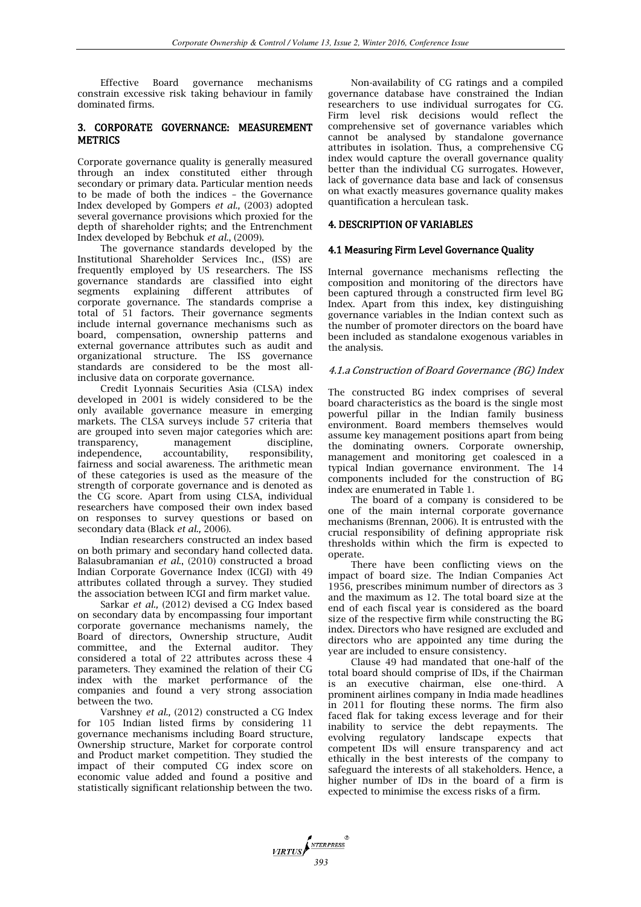Effective Board governance mechanisms constrain excessive risk taking behaviour in family dominated firms.

## 3. CORPORATE GOVERNANCE: MEASUREMENT METRICS

Corporate governance quality is generally measured through an index constituted either through secondary or primary data. Particular mention needs to be made of both the indices – the Governance Index developed by Gompers *et al.,* (2003) adopted several governance provisions which proxied for the depth of shareholder rights; and the Entrenchment Index developed by Bebchuk *et al*., (2009).

The governance standards developed by the Institutional Shareholder Services Inc., (ISS) are frequently employed by US researchers. The ISS governance standards are classified into eight segments explaining different attributes of corporate governance. The standards comprise a total of 51 factors. Their governance segments include internal governance mechanisms such as board, compensation, ownership patterns and external governance attributes such as audit and organizational structure. The ISS governance standards are considered to be the most all-inclusive data on corporate governance.

Credit Lyonnais Securities Asia (CLSA) index developed in 2001 is widely considered to be the only available governance measure in emerging markets. The CLSA surveys include 57 criteria that are grouped into seven major categories which are: transparency, management discipline, independence, accountability, responsibility, fairness and social awareness. The arithmetic mean of these categories is used as the measure of the strength of corporate governance and is denoted as the CG score. Apart from using CLSA, individual researchers have composed their own index based on responses to survey questions or based on secondary data (Black *et al.,* 2006).

Indian researchers constructed an index based on both primary and secondary hand collected data. Balasubramanian *et al*., (2010) constructed a broad Indian Corporate Governance Index (ICGI) with 49 attributes collated through a survey. They studied the association between ICGI and firm market value.

Sarkar *et al.,* (2012) devised a CG Index based on secondary data by encompassing four important corporate governance mechanisms namely, the Board of directors, Ownership structure, Audit committee, and the External auditor. They considered a total of 22 attributes across these 4 parameters. They examined the relation of their CG index with the market performance of the companies and found a very strong association between the two.

Varshney *et al.,* (2012) constructed a CG Index for 105 Indian listed firms by considering 11 governance mechanisms including Board structure, Ownership structure, Market for corporate control and Product market competition. They studied the impact of their computed CG index score on economic value added and found a positive and statistically significant relationship between the two.

Non-availability of CG ratings and a compiled governance database have constrained the Indian researchers to use individual surrogates for CG. Firm level risk decisions would reflect the comprehensive set of governance variables which cannot be analysed by standalone governance attributes in isolation. Thus, a comprehensive CG index would capture the overall governance quality better than the individual CG surrogates. However, lack of governance data base and lack of consensus on what exactly measures governance quality makes quantification a herculean task.

## 4. DESCRIPTION OF VARIABLES

### 4.1 Measuring Firm Level Governance Quality

Internal governance mechanisms reflecting the composition and monitoring of the directors have been captured through a constructed firm level BG Index. Apart from this index, key distinguishing governance variables in the Indian context such as the number of promoter directors on the board have been included as standalone exogenous variables in the analysis.

#### *4.1.a Construction of Board Governance (BG) Index*

The constructed BG index comprises of several board characteristics as the board is the single most powerful pillar in the Indian family business environment. Board members themselves would assume key management positions apart from being the dominating owners. Corporate ownership, management and monitoring get coalesced in a typical Indian governance environment. The 14 components included for the construction of BG index are enumerated in Table 1.

The board of a company is considered to be one of the main internal corporate governance mechanisms (Brennan, 2006). It is entrusted with the crucial responsibility of defining appropriate risk thresholds within which the firm is expected to operate.

There have been conflicting views on the impact of board size. The Indian Companies Act 1956, prescribes minimum number of directors as 3 and the maximum as 12. The total board size at the end of each fiscal year is considered as the board size of the respective firm while constructing the BG index. Directors who have resigned are excluded and directors who are appointed any time during the year are included to ensure consistency.

Clause 49 had mandated that one-half of the total board should comprise of IDs, if the Chairman is an executive chairman, else one-third. A prominent airlines company in India made headlines in 2011 for flouting these norms. The firm also faced flak for taking excess leverage and for their inability to service the debt repayments. The evolving regulatory landscape expects that competent IDs will ensure transparency and act ethically in the best interests of the company to safeguard the interests of all stakeholders. Hence, a higher number of IDs in the board of a firm is expected to minimise the excess risks of a firm.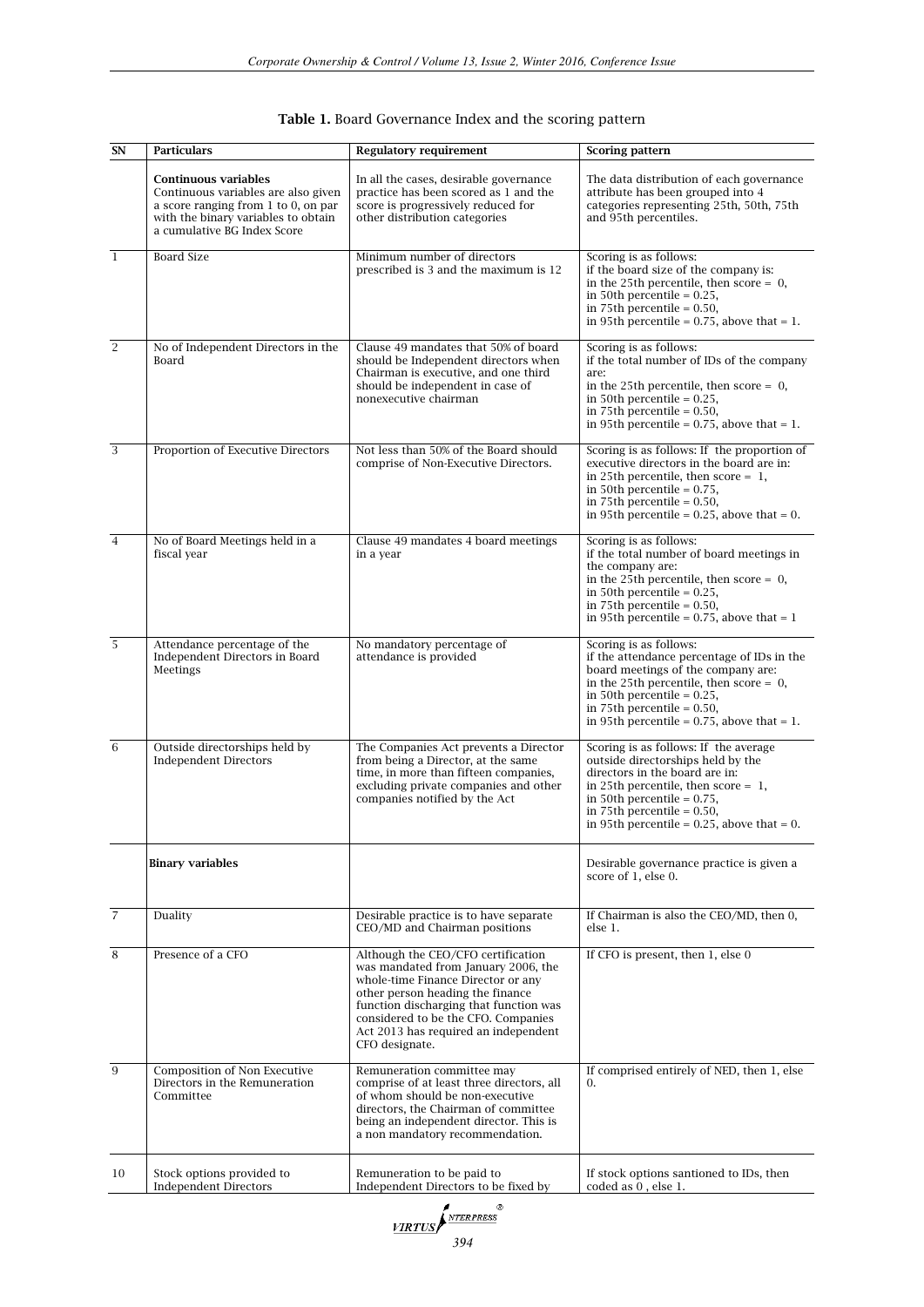**Table 1.** Board Governance Index and the scoring pattern

| SN | Particulars | Regulatory requirement | Scoring pattern |
|---|---|---|---|
| | **Continuous variables** Continuous variables are also given a score ranging from 1 to 0, on par with the binary variables to obtain a cumulative BG Index Score | In all the cases, desirable governance practice has been scored as 1 and the score is progressively reduced for other distribution categories | The data distribution of each governance attribute has been grouped into 4 categories representing 25th, 50th, 75th and 95th percentiles. |
| 1 | Board Size | Minimum number of directors prescribed is 3 and the maximum is 12 | Scoring is as follows: if the board size of the company is: in the 25th percentile, then score = 0, in 50th percentile = 0.25, in 75th percentile = 0.50, in 95th percentile = 0.75, above that = 1. |
| 2 | No of Independent Directors in the Board | Clause 49 mandates that 50% of board should be Independent directors when Chairman is executive, and one third should be independent in case of nonexecutive chairman | Scoring is as follows: if the total number of IDs of the company are: in the 25th percentile, then score = 0, in 50th percentile = 0.25, in 75th percentile = 0.50, in 95th percentile = 0.75, above that = 1. |
| 3 | Proportion of Executive Directors | Not less than 50% of the Board should comprise of Non-Executive Directors. | Scoring is as follows: If the proportion of executive directors in the board are in: in 25th percentile, then score = 1, in 50th percentile = 0.75, in 75th percentile = 0.50, in 95th percentile = 0.25, above that = 0. |
| 4 | No of Board Meetings held in a fiscal year | Clause 49 mandates 4 board meetings in a year | Scoring is as follows: if the total number of board meetings in the company are: in the 25th percentile, then score = 0, in 50th percentile = 0.25, in 75th percentile = 0.50, in 95th percentile = 0.75, above that = 1 |
| 5 | Attendance percentage of the Independent Directors in Board Meetings | No mandatory percentage of attendance is provided | Scoring is as follows: if the attendance percentage of IDs in the board meetings of the company are: in the 25th percentile, then score = 0, in 50th percentile = 0.25, in 75th percentile = 0.50, in 95th percentile = 0.75, above that = 1. |
| 6 | Outside directorships held by Independent Directors | The Companies Act prevents a Director from being a Director, at the same time, in more than fifteen companies, excluding private companies and other companies notified by the Act | Scoring is as follows: If the average outside directorships held by the directors in the board are in: in 25th percentile, then score = 1, in 50th percentile = 0.75, in 75th percentile = 0.50, in 95th percentile = 0.25, above that = 0. |
| | **Binary variables** | | Desirable governance practice is given a score of 1, else 0. |
| 7 | Duality | Desirable practice is to have separate CEO/MD and Chairman positions | If Chairman is also the CEO/MD, then 0, else 1. |
| 8 | Presence of a CFO | Although the CEO/CFO certification was mandated from January 2006, the whole-time Finance Director or any other person heading the finance function discharging that function was considered to be the CFO. Companies Act 2013 has required an independent CFO designate. | If CFO is present, then 1, else 0 |
| 9 | Composition of Non Executive Directors in the Remuneration Committee | Remuneration committee may comprise of at least three directors, all of whom should be non-executive directors, the Chairman of committee being an independent director. This is a non mandatory recommendation. | If comprised entirely of NED, then 1, else 0. |
| 10 | Stock options provided to Independent Directors | Remuneration to be paid to Independent Directors to be fixed by | If stock options santioned to IDs, then coded as 0 , else 1. |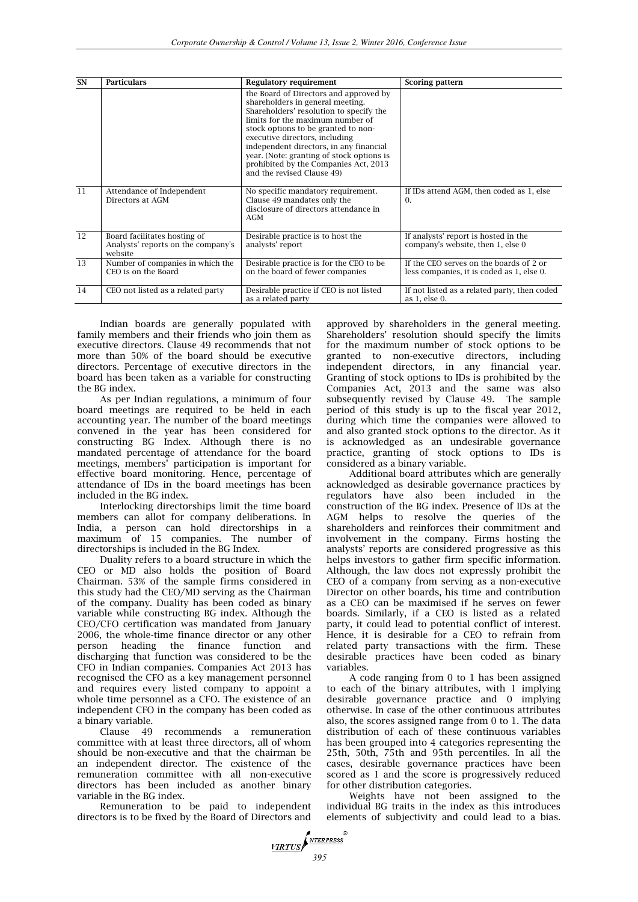| SN | Particulars | Regulatory requirement | Scoring pattern |
|---|---|---|---|
| | | the Board of Directors and approved by shareholders in general meeting. Shareholders' resolution to specify the limits for the maximum number of stock options to be granted to non-executive directors, including independent directors, in any financial year. (Note: granting of stock options is prohibited by the Companies Act, 2013 and the revised Clause 49) | |
| 11 | Attendance of Independent Directors at AGM | No specific mandatory requirement. Clause 49 mandates only the disclosure of directors attendance in AGM | If IDs attend AGM, then coded as 1, else 0. |
| 12 | Board facilitates hosting of Analysts' reports on the company's website | Desirable practice is to host the analysts' report | If analysts' report is hosted in the company's website, then 1, else 0 |
| 13 | Number of companies in which the CEO is on the Board | Desirable practice is for the CEO to be on the board of fewer companies | If the CEO serves on the boards of 2 or less companies, it is coded as 1, else 0. |
| 14 | CEO not listed as a related party | Desirable practice if CEO is not listed as a related party | If not listed as a related party, then coded as 1, else 0. |

Indian boards are generally populated with family members and their friends who join them as executive directors. Clause 49 recommends that not more than 50% of the board should be executive directors. Percentage of executive directors in the board has been taken as a variable for constructing the BG index.

As per Indian regulations, a minimum of four board meetings are required to be held in each accounting year. The number of the board meetings convened in the year has been considered for constructing BG Index. Although there is no mandated percentage of attendance for the board meetings, members' participation is important for effective board monitoring. Hence, percentage of attendance of IDs in the board meetings has been included in the BG index.

Interlocking directorships limit the time board members can allot for company deliberations. In India, a person can hold directorships in a maximum of 15 companies. The number of directorships is included in the BG Index.

Duality refers to a board structure in which the CEO or MD also holds the position of Board Chairman. 53% of the sample firms considered in this study had the CEO/MD serving as the Chairman of the company. Duality has been coded as binary variable while constructing BG index. Although the CEO/CFO certification was mandated from January 2006, the whole-time finance director or any other person heading the finance function and discharging that function was considered to be the CFO in Indian companies. Companies Act 2013 has recognised the CFO as a key management personnel and requires every listed company to appoint a whole time personnel as a CFO. The existence of an independent CFO in the company has been coded as a binary variable.

Clause 49 recommends a remuneration committee with at least three directors, all of whom should be non-executive and that the chairman be an independent director. The existence of the remuneration committee with all non-executive directors has been included as another binary variable in the BG index.

Remuneration to be paid to independent directors is to be fixed by the Board of Directors and approved by shareholders in the general meeting. Shareholders' resolution should specify the limits for the maximum number of stock options to be granted to non-executive directors, including independent directors, in any financial year. Granting of stock options to IDs is prohibited by the Companies Act, 2013 and the same was also subsequently revised by Clause 49. The sample period of this study is up to the fiscal year 2012, during which time the companies were allowed to and also granted stock options to the director. As it is acknowledged as an undesirable governance practice, granting of stock options to IDs is considered as a binary variable.

Additional board attributes which are generally acknowledged as desirable governance practices by regulators have also been included in the construction of the BG index. Presence of IDs at the AGM helps to resolve the queries of the shareholders and reinforces their commitment and involvement in the company. Firms hosting the analysts' reports are considered progressive as this helps investors to gather firm specific information. Although, the law does not expressly prohibit the CEO of a company from serving as a non-executive Director on other boards, his time and contribution as a CEO can be maximised if he serves on fewer boards. Similarly, if a CEO is listed as a related party, it could lead to potential conflict of interest. Hence, it is desirable for a CEO to refrain from related party transactions with the firm. These desirable practices have been coded as binary variables.

A code ranging from 0 to 1 has been assigned to each of the binary attributes, with 1 implying desirable governance practice and 0 implying otherwise. In case of the other continuous attributes also, the scores assigned range from 0 to 1. The data distribution of each of these continuous variables has been grouped into 4 categories representing the 25th, 50th, 75th and 95th percentiles. In all the cases, desirable governance practices have been scored as 1 and the score is progressively reduced for other distribution categories.

Weights have not been assigned to the individual BG traits in the index as this introduces elements of subjectivity and could lead to a bias.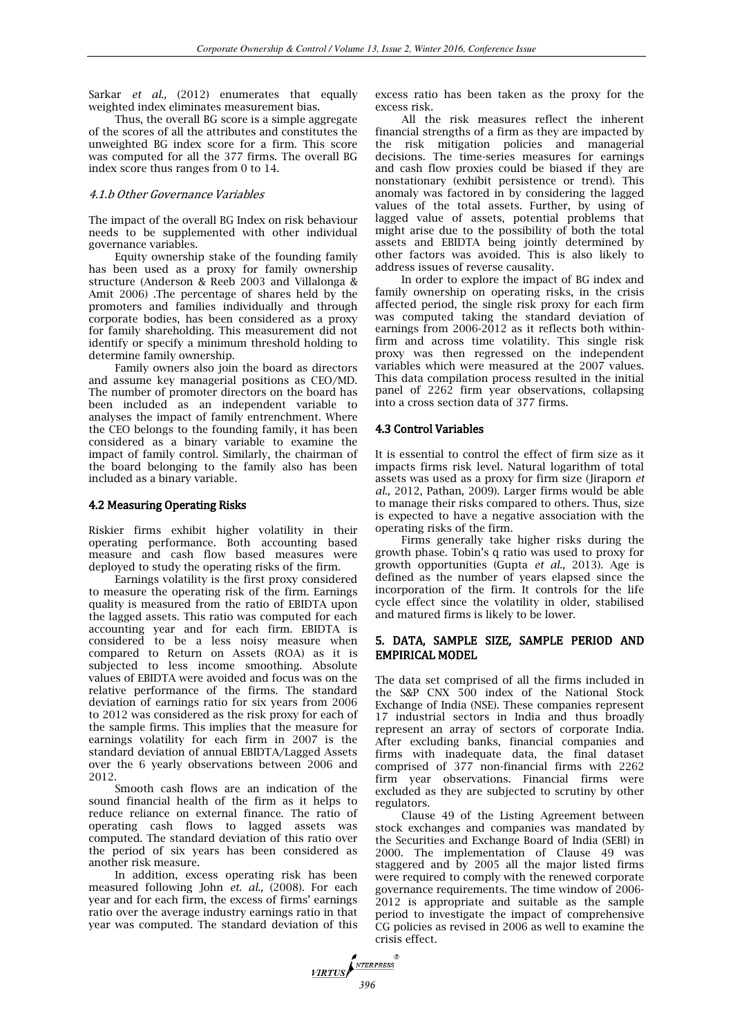Sarkar *et al.,* (2012) enumerates that equally weighted index eliminates measurement bias.

Thus, the overall BG score is a simple aggregate of the scores of all the attributes and constitutes the unweighted BG index score for a firm. This score was computed for all the 377 firms. The overall BG index score thus ranges from 0 to 14.

#### *4.1.b Other Governance Variables*

The impact of the overall BG Index on risk behaviour needs to be supplemented with other individual governance variables.

Equity ownership stake of the founding family has been used as a proxy for family ownership structure (Anderson & Reeb 2003 and Villalonga & Amit 2006) .The percentage of shares held by the promoters and families individually and through corporate bodies, has been considered as a proxy for family shareholding. This measurement did not identify or specify a minimum threshold holding to determine family ownership.

Family owners also join the board as directors and assume key managerial positions as CEO/MD. The number of promoter directors on the board has been included as an independent variable to analyses the impact of family entrenchment. Where the CEO belongs to the founding family, it has been considered as a binary variable to examine the impact of family control. Similarly, the chairman of the board belonging to the family also has been included as a binary variable.

### 4.2 Measuring Operating Risks

Riskier firms exhibit higher volatility in their operating performance. Both accounting based measure and cash flow based measures were deployed to study the operating risks of the firm.

Earnings volatility is the first proxy considered to measure the operating risk of the firm. Earnings quality is measured from the ratio of EBIDTA upon the lagged assets. This ratio was computed for each accounting year and for each firm. EBIDTA is considered to be a less noisy measure when compared to Return on Assets (ROA) as it is subjected to less income smoothing. Absolute values of EBIDTA were avoided and focus was on the relative performance of the firms. The standard deviation of earnings ratio for six years from 2006 to 2012 was considered as the risk proxy for each of the sample firms. This implies that the measure for earnings volatility for each firm in 2007 is the standard deviation of annual EBIDTA/Lagged Assets over the 6 yearly observations between 2006 and 2012.

Smooth cash flows are an indication of the sound financial health of the firm as it helps to reduce reliance on external finance. The ratio of operating cash flows to lagged assets was computed. The standard deviation of this ratio over the period of six years has been considered as another risk measure.

In addition, excess operating risk has been measured following John *et. al.,* (2008). For each year and for each firm, the excess of firms' earnings ratio over the average industry earnings ratio in that year was computed. The standard deviation of this excess ratio has been taken as the proxy for the excess risk.

All the risk measures reflect the inherent financial strengths of a firm as they are impacted by the risk mitigation policies and managerial decisions. The time-series measures for earnings and cash flow proxies could be biased if they are nonstationary (exhibit persistence or trend). This anomaly was factored in by considering the lagged values of the total assets. Further, by using of lagged value of assets, potential problems that might arise due to the possibility of both the total assets and EBIDTA being jointly determined by other factors was avoided. This is also likely to address issues of reverse causality.

In order to explore the impact of BG index and family ownership on operating risks, in the crisis affected period, the single risk proxy for each firm was computed taking the standard deviation of earnings from 2006-2012 as it reflects both within-firm and across time volatility. This single risk proxy was then regressed on the independent variables which were measured at the 2007 values. This data compilation process resulted in the initial panel of 2262 firm year observations, collapsing into a cross section data of 377 firms.

### 4.3 Control Variables

It is essential to control the effect of firm size as it impacts firms risk level. Natural logarithm of total assets was used as a proxy for firm size (Jiraporn *et al.,* 2012, Pathan, 2009). Larger firms would be able to manage their risks compared to others. Thus, size is expected to have a negative association with the operating risks of the firm.

Firms generally take higher risks during the growth phase. Tobin's q ratio was used to proxy for growth opportunities (Gupta *et al.,* 2013). Age is defined as the number of years elapsed since the incorporation of the firm. It controls for the life cycle effect since the volatility in older, stabilised and matured firms is likely to be lower.

## 5. DATA, SAMPLE SIZE, SAMPLE PERIOD AND EMPIRICAL MODEL

The data set comprised of all the firms included in the S&P CNX 500 index of the National Stock Exchange of India (NSE). These companies represent 17 industrial sectors in India and thus broadly represent an array of sectors of corporate India. After excluding banks, financial companies and firms with inadequate data, the final dataset comprised of 377 non-financial firms with 2262 firm year observations. Financial firms were excluded as they are subjected to scrutiny by other regulators.

Clause 49 of the Listing Agreement between stock exchanges and companies was mandated by the Securities and Exchange Board of India (SEBI) in 2000. The implementation of Clause 49 was staggered and by 2005 all the major listed firms were required to comply with the renewed corporate governance requirements. The time window of 2006-2012 is appropriate and suitable as the sample period to investigate the impact of comprehensive CG policies as revised in 2006 as well to examine the crisis effect.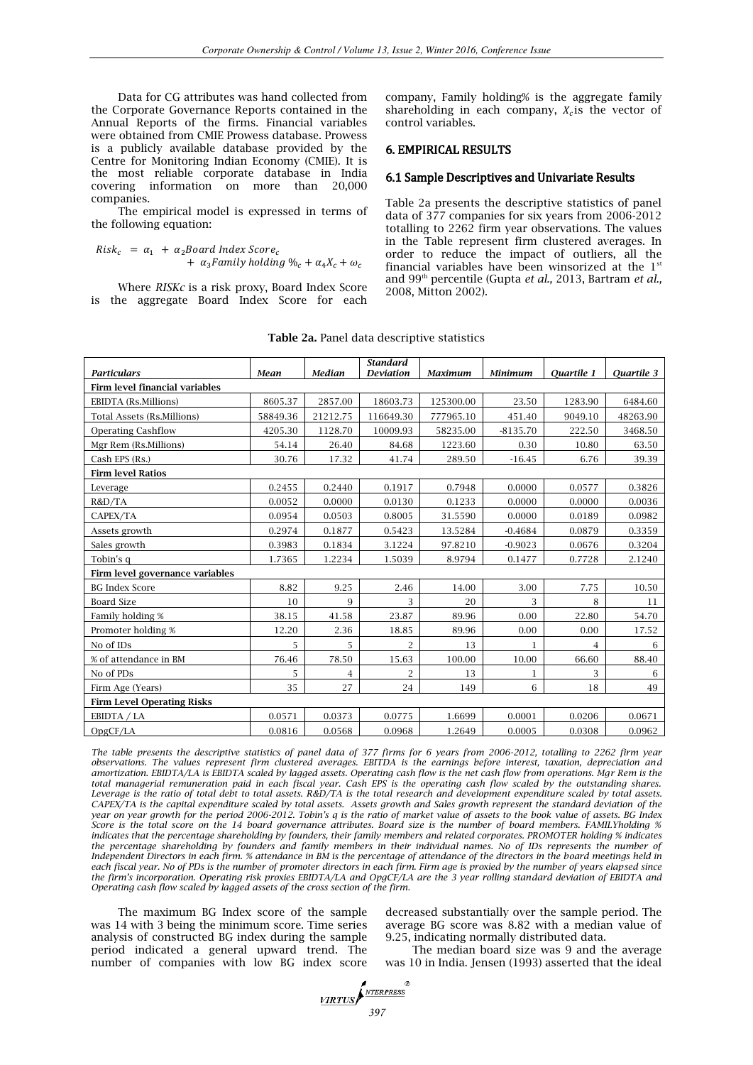Data for CG attributes was hand collected from the Corporate Governance Reports contained in the Annual Reports of the firms. Financial variables were obtained from CMIE Prowess database. Prowess is a publicly available database provided by the Centre for Monitoring Indian Economy (CMIE). It is the most reliable corporate database in India covering information on more than 20,000 companies.

The empirical model is expressed in terms of the following equation:

$$Risk_c = \alpha_1 + \alpha_2 Board\ Index\ Score_c + \alpha_3 Family\ holding\ \%_c + \alpha_4 X_c + \omega_c$$

Where *RISKc* is a risk proxy, Board Index Score is the aggregate Board Index Score for each company, Family holding% is the aggregate family shareholding in each company, $X_c$ is the vector of control variables.

## 6. EMPIRICAL RESULTS

### 6.1 Sample Descriptives and Univariate Results

Table 2a presents the descriptive statistics of panel data of 377 companies for six years from 2006-2012 totalling to 2262 firm year observations. The values in the Table represent firm clustered averages. In order to reduce the impact of outliers, all the financial variables have been winsorized at the 1st and 99th percentile (Gupta *et al.,* 2013, Bartram *et al.,* 2008, Mitton 2002).

**Table 2a.** Panel data descriptive statistics

| *Particulars* | *Mean* | *Median* | *Standard Deviation* | *Maximum* | *Minimum* | *Quartile 1* | *Quartile 3* |
|---|---|---|---|---|---|---|---|
| **Firm level financial variables** | | | | | | | |
| EBIDTA (Rs.Millions) | 8605.37 | 2857.00 | 18603.73 | 125300.00 | 23.50 | 1283.90 | 6484.60 |
| Total Assets (Rs.Millions) | 58849.36 | 21212.75 | 116649.30 | 777965.10 | 451.40 | 9049.10 | 48263.90 |
| Operating Cashflow | 4205.30 | 1128.70 | 10009.93 | 58235.00 | -8135.70 | 222.50 | 3468.50 |
| Mgr Rem (Rs.Millions) | 54.14 | 26.40 | 84.68 | 1223.60 | 0.30 | 10.80 | 63.50 |
| Cash EPS (Rs.) | 30.76 | 17.32 | 41.74 | 289.50 | -16.45 | 6.76 | 39.39 |
| **Firm level Ratios** | | | | | | | |
| Leverage | 0.2455 | 0.2440 | 0.1917 | 0.7948 | 0.0000 | 0.0577 | 0.3826 |
| R&D/TA | 0.0052 | 0.0000 | 0.0130 | 0.1233 | 0.0000 | 0.0000 | 0.0036 |
| CAPEX/TA | 0.0954 | 0.0503 | 0.8005 | 31.5590 | 0.0000 | 0.0189 | 0.0982 |
| Assets growth | 0.2974 | 0.1877 | 0.5423 | 13.5284 | -0.4684 | 0.0879 | 0.3359 |
| Sales growth | 0.3983 | 0.1834 | 3.1224 | 97.8210 | -0.9023 | 0.0676 | 0.3204 |
| Tobin's q | 1.7365 | 1.2234 | 1.5039 | 8.9794 | 0.1477 | 0.7728 | 2.1240 |
| **Firm level governance variables** | | | | | | | |
| BG Index Score | 8.82 | 9.25 | 2.46 | 14.00 | 3.00 | 7.75 | 10.50 |
| Board Size | 10 | 9 | 3 | 20 | 3 | 8 | 11 |
| Family holding % | 38.15 | 41.58 | 23.87 | 89.96 | 0.00 | 22.80 | 54.70 |
| Promoter holding % | 12.20 | 2.36 | 18.85 | 89.96 | 0.00 | 0.00 | 17.52 |
| No of IDs | 5 | 5 | 2 | 13 | 1 | 4 | 6 |
| % of attendance in BM | 76.46 | 78.50 | 15.63 | 100.00 | 10.00 | 66.60 | 88.40 |
| No of PDs | 5 | 4 | 2 | 13 | 1 | 3 | 6 |
| Firm Age (Years) | 35 | 27 | 24 | 149 | 6 | 18 | 49 |
| **Firm Level Operating Risks** | | | | | | | |
| EBIDTA / LA | 0.0571 | 0.0373 | 0.0775 | 1.6699 | 0.0001 | 0.0206 | 0.0671 |
| OpgCF/LA | 0.0816 | 0.0568 | 0.0968 | 1.2649 | 0.0005 | 0.0308 | 0.0962 |

*The table presents the descriptive statistics of panel data of 377 firms for 6 years from 2006-2012, totalling to 2262 firm year observations. The values represent firm clustered averages. EBITDA is the earnings before interest, taxation, depreciation and amortization. EBITDA/LA is EBIDTA scaled by lagged assets. Operating cash flow is the net cash flow from operations. Mgr Rem is the total managerial remuneration paid in each fiscal year. Cash EPS is the operating cash flow scaled by the outstanding shares. Leverage is the ratio of total debt to total assets. R&D/TA is the total research and development expenditure scaled by total assets. CAPEX/TA is the capital expenditure scaled by total assets. Assets growth and Sales growth represent the standard deviation of the year on year growth for the period 2006-2012. Tobin's q is the ratio of market value of assets to the book value of assets. BG Index Score is the total score on the 14 board governance attributes. Board size is the number of board members. FAMILYholding % indicates that the percentage shareholding by founders, their family members and related corporates. PROMOTER holding % indicates the percentage shareholding by founders and family members in their individual names. No of IDs represents the number of Independent Directors in each firm. % attendance in BM is the percentage of attendance of the directors in the board meetings held in each fiscal year. No of PDs is the number of promoter directors in each firm. Firm age is proxied by the number of years elapsed since the firm's incorporation. Operating risk proxies EBIDTA/LA and OpgCF/LA are the 3 year rolling standard deviation of EBIDTA and Operating cash flow scaled by lagged assets of the cross section of the firm.*

The maximum BG Index score of the sample was 14 with 3 being the minimum score. Time series analysis of constructed BG index during the sample period indicated a general upward trend. The number of companies with low BG index score decreased substantially over the sample period. The average BG score was 8.82 with a median value of 9.25, indicating normally distributed data.

The median board size was 9 and the average was 10 in India. Jensen (1993) asserted that the ideal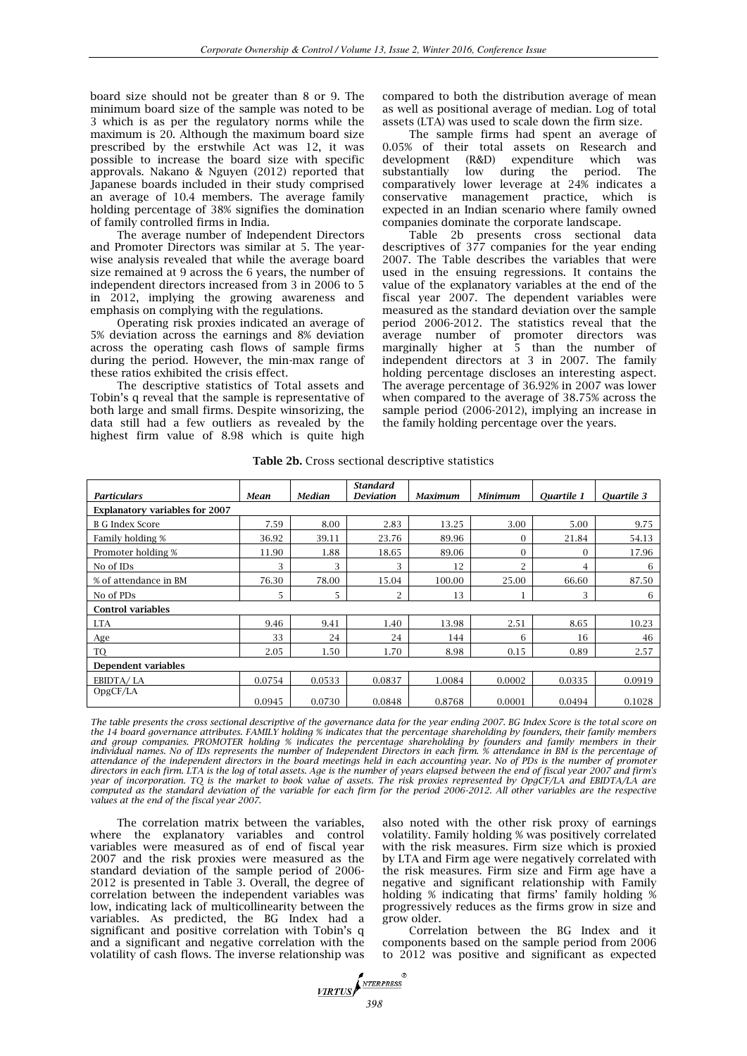board size should not be greater than 8 or 9. The minimum board size of the sample was noted to be 3 which is as per the regulatory norms while the maximum is 20. Although the maximum board size prescribed by the erstwhile Act was 12, it was possible to increase the board size with specific approvals. Nakano & Nguyen (2012) reported that Japanese boards included in their study comprised an average of 10.4 members. The average family holding percentage of 38% signifies the domination of family controlled firms in India.

The average number of Independent Directors and Promoter Directors was similar at 5. The year-wise analysis revealed that while the average board size remained at 9 across the 6 years, the number of independent directors increased from 3 in 2006 to 5 in 2012, implying the growing awareness and emphasis on complying with the regulations.

Operating risk proxies indicated an average of 5% deviation across the earnings and 8% deviation across the operating cash flows of sample firms during the period. However, the min-max range of these ratios exhibited the crisis effect.

The descriptive statistics of Total assets and Tobin's q reveal that the sample is representative of both large and small firms. Despite winsorizing, the data still had a few outliers as revealed by the highest firm value of 8.98 which is quite high compared to both the distribution average of mean as well as positional average of median. Log of total assets (LTA) was used to scale down the firm size.

The sample firms had spent an average of 0.05% of their total assets on Research and development (R&D) expenditure which was substantially low during the period. The comparatively lower leverage at 24% indicates a conservative management practice, which is expected in an Indian scenario where family owned companies dominate the corporate landscape.

Table 2b presents cross sectional data descriptives of 377 companies for the year ending 2007. The Table describes the variables that were used in the ensuing regressions. It contains the value of the explanatory variables at the end of the fiscal year 2007. The dependent variables were measured as the standard deviation over the sample period 2006-2012. The statistics reveal that the average number of promoter directors was marginally higher at 5 than the number of independent directors at 3 in 2007. The family holding percentage discloses an interesting aspect. The average percentage of 36.92% in 2007 was lower when compared to the average of 38.75% across the sample period (2006-2012), implying an increase in the family holding percentage over the years.

**Table 2b.** Cross sectional descriptive statistics

| *Particulars* | *Mean* | *Median* | *Standard Deviation* | *Maximum* | *Minimum* | *Quartile 1* | *Quartile 3* |
|---|---|---|---|---|---|---|---|
| **Explanatory variables for 2007** | | | | | | | |
| B G Index Score | 7.59 | 8.00 | 2.83 | 13.25 | 3.00 | 5.00 | 9.75 |
| Family holding % | 36.92 | 39.11 | 23.76 | 89.96 | 0 | 21.84 | 54.13 |
| Promoter holding % | 11.90 | 1.88 | 18.65 | 89.06 | 0 | 0 | 17.96 |
| No of IDs | 3 | 3 | 3 | 12 | 2 | 4 | 6 |
| % of attendance in BM | 76.30 | 78.00 | 15.04 | 100.00 | 25.00 | 66.60 | 87.50 |
| No of PDs | 5 | 5 | 2 | 13 | 1 | 3 | 6 |
| **Control variables** | | | | | | | |
| LTA | 9.46 | 9.41 | 1.40 | 13.98 | 2.51 | 8.65 | 10.23 |
| Age | 33 | 24 | 24 | 144 | 6 | 16 | 46 |
| TQ | 2.05 | 1.50 | 1.70 | 8.98 | 0.15 | 0.89 | 2.57 |
| **Dependent variables** | | | | | | | |
| EBIDTA/ LA | 0.0754 | 0.0533 | 0.0837 | 1.0084 | 0.0002 | 0.0335 | 0.0919 |
| OpgCF/LA | 0.0945 | 0.0730 | 0.0848 | 0.8768 | 0.0001 | 0.0494 | 0.1028 |

*The table presents the cross sectional descriptive of the governance data for the year ending 2007. BG Index Score is the total score on the 14 board governance attributes. FAMILY holding % indicates that the percentage shareholding by founders, their family members and group companies. PROMOTER holding % indicates the percentage shareholding by founders and family members in their individual names. No of IDs represents the number of Independent Directors in each firm. % attendance in BM is the percentage of attendance of the independent directors in the board meetings held in each accounting year. No of PDs is the number of promoter directors in each firm. LTA is the log of total assets. Age is the number of years elapsed between the end of fiscal year 2007 and firm's year of incorporation. TQ is the market to book value of assets. The risk proxies represented by OpgCF/LA and EBIDTA/LA are computed as the standard deviation of the variable for each firm for the period 2006-2012. All other variables are the respective values at the end of the fiscal year 2007.*

The correlation matrix between the variables, where the explanatory variables and control variables were measured as of end of fiscal year 2007 and the risk proxies were measured as the standard deviation of the sample period of 2006-2012 is presented in Table 3. Overall, the degree of correlation between the independent variables was low, indicating lack of multicollinearity between the variables. As predicted, the BG Index had a significant and positive correlation with Tobin's q and a significant and negative correlation with the volatility of cash flows. The inverse relationship was also noted with the other risk proxy of earnings volatility. Family holding % was positively correlated with the risk measures. Firm size which is proxied by LTA and Firm age were negatively correlated with the risk measures. Firm size and Firm age have a negative and significant relationship with Family holding % indicating that firms' family holding % progressively reduces as the firms grow in size and grow older.

Correlation between the BG Index and it components based on the sample period from 2006 to 2012 was positive and significant as expected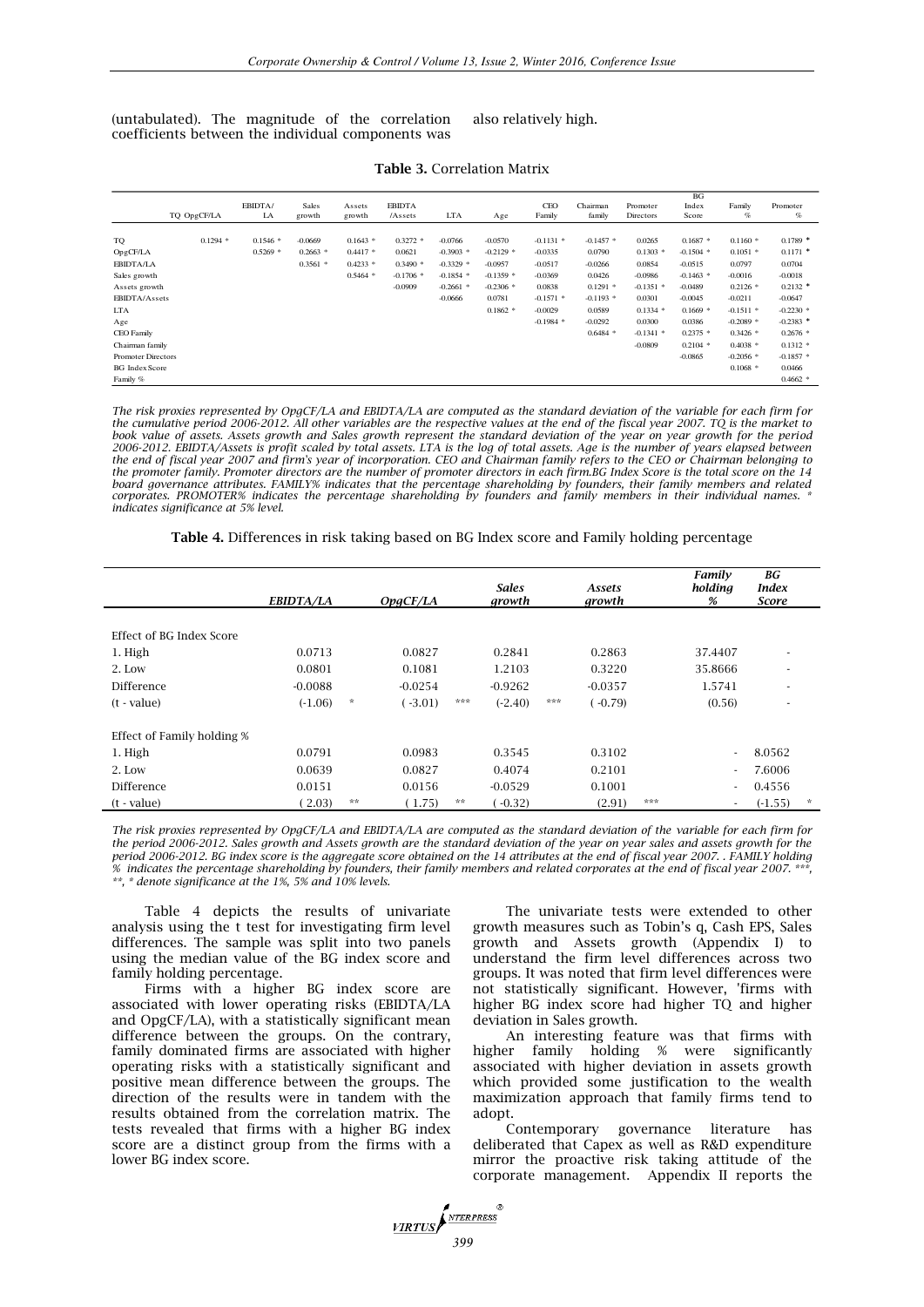(untabulated). The magnitude of the correlation coefficients between the individual components was also relatively high.

**Table 3.** Correlation Matrix

| | TQ OpgCF/LA | EBIDTA/ LA | Sales growth | Assets growth | EBIDTA /Assets | LTA | Age | CEO Family | Chairman family | Promoter Directors | BG Index Score | Family % | Promoter % |
|---|---|---|---|---|---|---|---|---|---|---|---|---|---|
| TQ | 0.1294 * | 0.1546 * | -0.0669 | 0.1643 * | 0.3272 * | -0.0766 | -0.0570 | -0.1131 * | -0.1457 * | 0.0265 | 0.1687 * | 0.1160 * | 0.1789 * |
| OpgCF/LA | | 0.5269 * | 0.2663 * | 0.4417 * | 0.0621 | -0.3903 * | -0.2129 * | -0.0335 | 0.0790 | 0.1303 * | -0.1504 * | 0.1051 * | 0.1171 * |
| EBIDTA/LA | | | 0.3561 * | 0.4233 * | 0.3490 * | -0.3329 * | -0.0957 | -0.0517 | -0.0266 | 0.0854 | -0.0515 | 0.0797 | 0.0704 |
| Sales growth | | | | 0.5464 * | -0.1706 * | -0.1854 * | -0.1359 * | -0.0369 | 0.0426 | -0.0986 | -0.1463 * | -0.0016 | -0.0018 |
| Assets growth | | | | | -0.0909 | -0.2661 * | -0.2306 * | 0.0838 | 0.1291 * | -0.1351 * | -0.0489 | 0.2126 * | 0.2132 * |
| EBIDTA/Assets | | | | | | -0.0666 | 0.0781 | -0.1571 * | -0.1193 * | 0.0301 | -0.0045 | -0.0211 | -0.0647 |
| LTA | | | | | | | 0.1862 * | -0.0029 | 0.0589 | 0.1334 * | 0.1669 * | -0.1511 * | -0.2230 * |
| Age | | | | | | | | -0.1984 * | -0.0292 | 0.0300 | 0.0386 | -0.2089 * | -0.2383 * |
| CEO Family | | | | | | | | | 0.6484 * | -0.1341 * | 0.2375 * | 0.3426 * | 0.2676 * |
| Chairman family | | | | | | | | | | -0.0809 | 0.2104 * | 0.4038 * | 0.1312 * |
| Promoter Directors | | | | | | | | | | | -0.0865 | -0.2056 * | -0.1857 * |
| BG Index Score | | | | | | | | | | | | 0.1068 * | 0.0466 |
| Family % | | | | | | | | | | | | | 0.4662 * |

*The risk proxies represented by OpgCF/LA and EBIDTA/LA are computed as the standard deviation of the variable for each firm for the cumulative period 2006-2012. All other variables are the respective values at the end of the fiscal year 2007. TQ is the market to book value of assets. Assets growth and Sales growth represent the standard deviation of the year on year growth for the period 2006-2012. EBIDTA/Assets is profit scaled by total assets. LTA is the log of total assets. Age is the number of years elapsed between the end of fiscal year 2007 and firm's year of incorporation. CEO and Chairman family refers to the CEO or Chairman belonging to the promoter family. Promoter directors are the number of promoter directors in each firm.BG Index Score is the total score on the 14 board governance attributes. FAMILY% indicates that the percentage shareholding by founders, their family members and related corporates. PROMOTER% indicates the percentage shareholding by founders and family members in their individual names. * indicates significance at 5% level.*

**Table 4.** Differences in risk taking based on BG Index score and Family holding percentage

| | *EBIDTA/LA* | | *OpgCF/LA* | | *Sales growth* | | *Assets growth* | | *Family holding %* | *BG Index Score* | |
|---|---|---|---|---|---|---|---|---|---|---|---|
| Effect of BG Index Score | | | | | | | | | | | |
| 1. High | 0.0713 | | 0.0827 | | 0.2841 | | 0.2863 | | 37.4407 | - | |
| 2. Low | 0.0801 | | 0.1081 | | 1.2103 | | 0.3220 | | 35.8666 | - | |
| Difference | -0.0088 | | -0.0254 | | -0.9262 | | -0.0357 | | 1.5741 | - | |
| (t - value) | (-1.06) | * | ( -3.01) | *** | (-2.40) | *** | ( -0.79) | | (0.56) | - | |
| Effect of Family holding % | | | | | | | | | | | |
| 1. High | 0.0791 | | 0.0983 | | 0.3545 | | 0.3102 | | - | 8.0562 | |
| 2. Low | 0.0639 | | 0.0827 | | 0.4074 | | 0.2101 | | - | 7.6006 | |
| Difference | 0.0151 | | 0.0156 | | -0.0529 | | 0.1001 | | - | 0.4556 | |
| (t - value) | ( 2.03) | ** | ( 1.75) | ** | ( -0.32) | | (2.91) | *** | - | (-1.55) | * |

*The risk proxies represented by OpgCF/LA and EBIDTA/LA are computed as the standard deviation of the variable for each firm for the period 2006-2012. Sales growth and Assets growth are the standard deviation of the year on year sales and assets growth for the period 2006-2012. BG index score is the aggregate score obtained on the 14 attributes at the end of fiscal year 2007. . FAMILY holding % indicates the percentage shareholding by founders, their family members and related corporates at the end of fiscal year 2007. \*\*\*, \*\*, \* denote significance at the 1%, 5% and 10% levels.*

Table 4 depicts the results of univariate analysis using the t test for investigating firm level differences. The sample was split into two panels using the median value of the BG index score and family holding percentage.

Firms with a higher BG index score are associated with lower operating risks (EBIDTA/LA and OpgCF/LA), with a statistically significant mean difference between the groups. On the contrary, family dominated firms are associated with higher operating risks with a statistically significant and positive mean difference between the groups. The direction of the results were in tandem with the results obtained from the correlation matrix. The tests revealed that firms with a higher BG index score are a distinct group from the firms with a lower BG index score.

The univariate tests were extended to other growth measures such as Tobin's q, Cash EPS, Sales growth and Assets growth (Appendix I) to understand the firm level differences across two groups. It was noted that firm level differences were not statistically significant. However, 'firms with higher BG index score had higher TQ and higher deviation in Sales growth.

An interesting feature was that firms with higher family holding % were significantly associated with higher deviation in assets growth which provided some justification to the wealth maximization approach that family firms tend to adopt.

Contemporary governance literature has deliberated that Capex as well as R&D expenditure mirror the proactive risk taking attitude of the corporate management. Appendix II reports the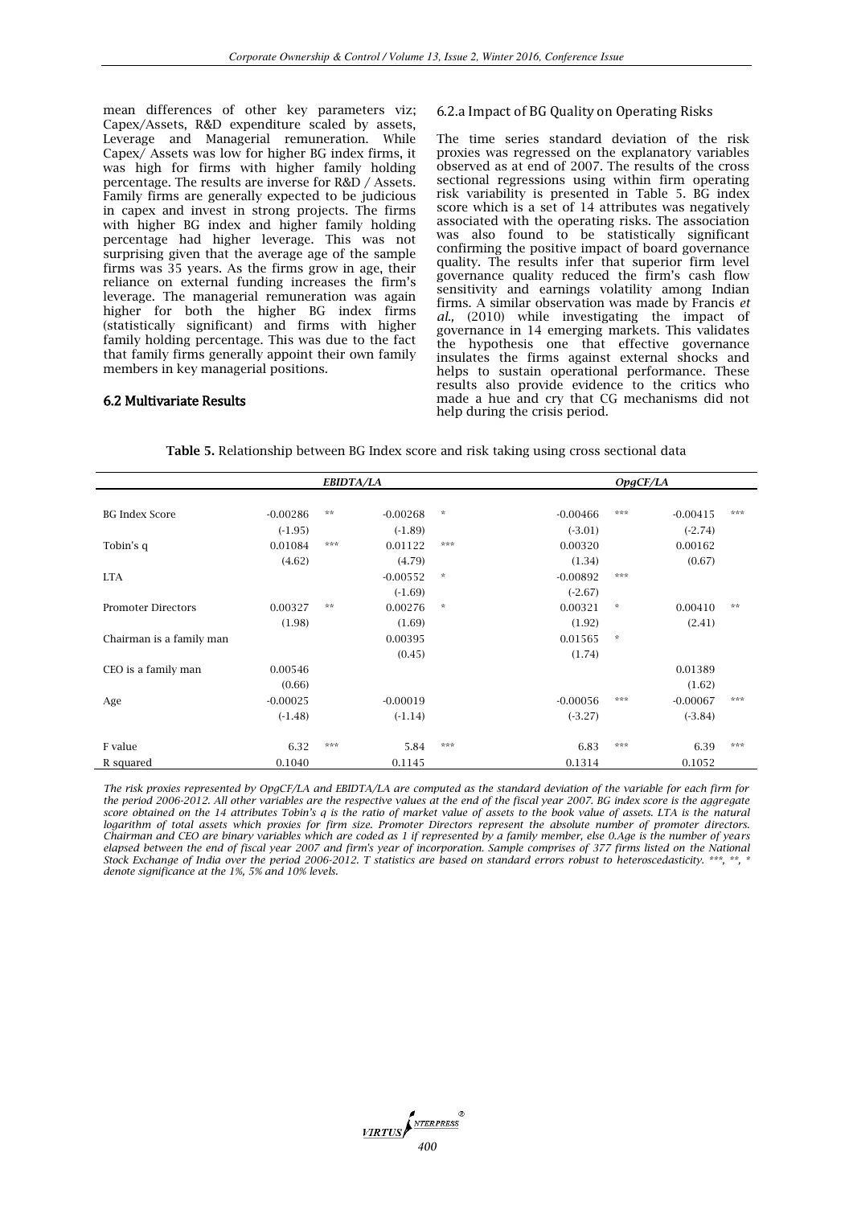mean differences of other key parameters viz; Capex/Assets, R&D expenditure scaled by assets, Leverage and Managerial remuneration. While Capex/ Assets was low for higher BG index firms, it was high for firms with higher family holding percentage. The results are inverse for R&D / Assets. Family firms are generally expected to be judicious in capex and invest in strong projects. The firms with higher BG index and higher family holding percentage had higher leverage. This was not surprising given that the average age of the sample firms was 35 years. As the firms grow in age, their reliance on external funding increases the firm's leverage. The managerial remuneration was again higher for both the higher BG index firms (statistically significant) and firms with higher family holding percentage. This was due to the fact that family firms generally appoint their own family members in key managerial positions.

## 6.2 Multivariate Results

### 6.2.a Impact of BG Quality on Operating Risks

The time series standard deviation of the risk proxies was regressed on the explanatory variables observed as at end of 2007. The results of the cross sectional regressions using within firm operating risk variability is presented in Table 5. BG index score which is a set of 14 attributes was negatively associated with the operating risks. The association was also found to be statistically significant confirming the positive impact of board governance quality. The results infer that superior firm level governance quality reduced the firm's cash flow sensitivity and earnings volatility among Indian firms. A similar observation was made by Francis *et al.,* (2010) while investigating the impact of governance in 14 emerging markets. This validates the hypothesis one that effective governance insulates the firms against external shocks and helps to sustain operational performance. These results also provide evidence to the critics who made a hue and cry that CG mechanisms did not help during the crisis period.

**Table 5.** Relationship between BG Index score and risk taking using cross sectional data

| | *EBIDTA/LA* | | *OpgCF/LA* | |
|---|---|---|---|---|
| BG Index Score | -0.00286 ** | -0.00268 * | -0.00466 *** | -0.00415 *** |
| | (-1.95) | (-1.89) | (-3.01) | (-2.74) |
| Tobin's q | 0.01084 *** | 0.01122 *** | 0.00320 | 0.00162 |
| | (4.62) | (4.79) | (1.34) | (0.67) |
| LTA | | -0.00552 * | -0.00892 *** | |
| | | (-1.69) | (-2.67) | |
| Promoter Directors | 0.00327 ** | 0.00276 * | 0.00321 * | 0.00410 ** |
| | (1.98) | (1.69) | (1.92) | (2.41) |
| Chairman is a family man | | 0.00395 | 0.01565 * | |
| | | (0.45) | (1.74) | |
| CEO is a family man | 0.00546 | | | 0.01389 |
| | (0.66) | | | (1.62) |
| Age | -0.00025 | -0.00019 | -0.00056 *** | -0.00067 *** |
| | (-1.48) | (-1.14) | (-3.27) | (-3.84) |
| F value | 6.32 *** | 5.84 *** | 6.83 *** | 6.39 *** |
| R squared | 0.1040 | 0.1145 | 0.1314 | 0.1052 |

*The risk proxies represented by OpgCF/LA and EBIDTA/LA are computed as the standard deviation of the variable for each firm for the period 2006-2012. All other variables are the respective values at the end of the fiscal year 2007. BG index score is the aggregate score obtained on the 14 attributes Tobin's q is the ratio of market value of assets to the book value of assets. LTA is the natural logarithm of total assets which proxies for firm size. Promoter Directors represent the absolute number of promoter directors. Chairman and CEO are binary variables which are coded as 1 if represented by a family member, else 0.Age is the number of years elapsed between the end of fiscal year 2007 and firm's year of incorporation. Sample comprises of 377 firms listed on the National Stock Exchange of India over the period 2006-2012. T statistics are based on standard errors robust to heteroscedasticity. ***, **, * denote significance at the 1%, 5% and 10% levels.*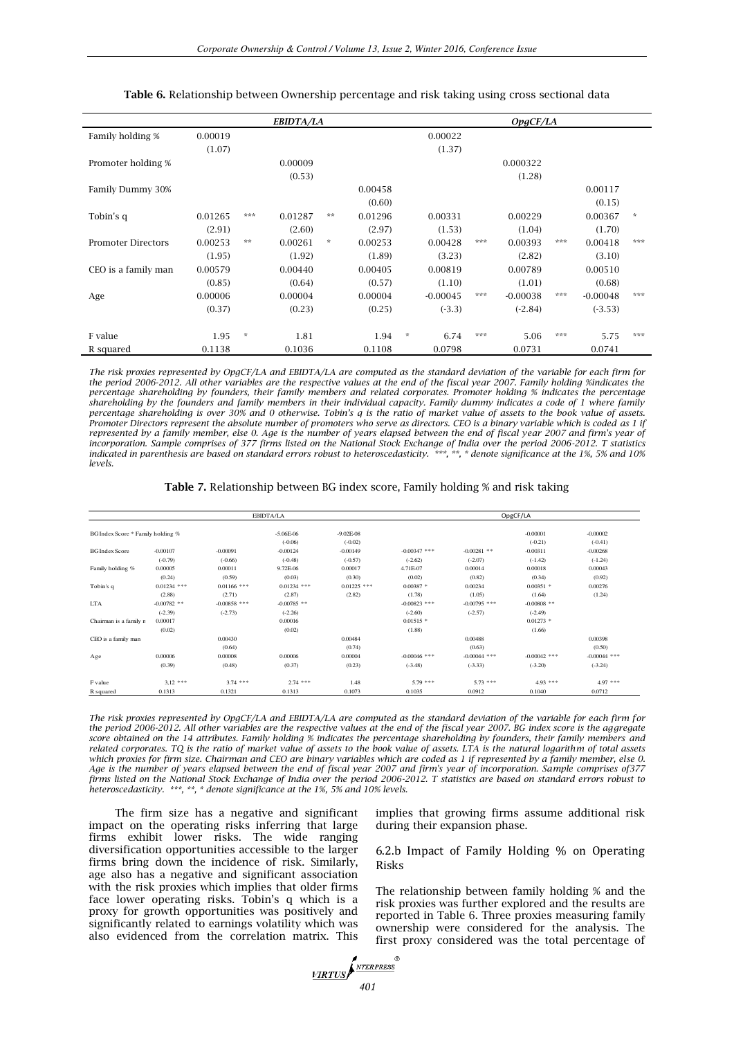**Table 6.** Relationship between Ownership percentage and risk taking using cross sectional data

| | EBIDTA/LA | | | OpgCF/LA | | |
|---|---|---|---|---|---|---|
| Family holding % | 0.00019 | | | 0.00022 | | |
| | (1.07) | | | (1.37) | | |
| Promoter holding % | | 0.00009 | | | 0.000322 | |
| | | (0.53) | | | (1.28) | |
| Family Dummy 30% | | | 0.00458 | | | 0.00117 |
| | | | (0.60) | | | (0.15) |
| Tobin's q | 0.01265 *** | 0.01287 ** | 0.01296 | 0.00331 | 0.00229 | 0.00367 * |
| | (2.91) | (2.60) | (2.97) | (1.53) | (1.04) | (1.70) |
| Promoter Directors | 0.00253 ** | 0.00261 * | 0.00253 | 0.00428 *** | 0.00393 *** | 0.00418 *** |
| | (1.95) | (1.92) | (1.89) | (3.23) | (2.82) | (3.10) |
| CEO is a family man | 0.00579 | 0.00440 | 0.00405 | 0.00819 | 0.00789 | 0.00510 |
| | (0.85) | (0.64) | (0.57) | (1.10) | (1.01) | (0.68) |
| Age | 0.00006 | 0.00004 | 0.00004 | -0.00045 *** | -0.00038 *** | -0.00048 *** |
| | (0.37) | (0.23) | (0.25) | (-3.3) | (-2.84) | (-3.53) |
| F value | 1.95 * | 1.81 | 1.94 * | 6.74 *** | 5.06 *** | 5.75 *** |
| R squared | 0.1138 | 0.1036 | 0.1108 | 0.0798 | 0.0731 | 0.0741 |

*The risk proxies represented by OpgCF/LA and EBIDTA/LA are computed as the standard deviation of the variable for each firm for the period 2006-2012. All other variables are the respective values at the end of the fiscal year 2007. Family holding %indicates the percentage shareholding by founders, their family members and related corporates. Promoter holding % indicates the percentage shareholding by the founders and family members in their individual capacity. Family dummy indicates a code of 1 where family percentage shareholding is over 30% and 0 otherwise. Tobin's q is the ratio of market value of assets to the book value of assets. Promoter Directors represent the absolute number of promoters who serve as directors. CEO is a binary variable which is coded as 1 if represented by a family member, else 0. Age is the number of years elapsed between the end of fiscal year 2007 and firm's year of incorporation. Sample comprises of 377 firms listed on the National Stock Exchange of India over the period 2006-2012. T statistics indicated in parenthesis are based on standard errors robust to heteroscedasticity. \*\*\*, \*\*, \* denote significance at the 1%, 5% and 10% levels.*

**Table 7.** Relationship between BG index score, Family holding % and risk taking

| | EBIDTA/LA | | | | OpgCF/LA | | | |
|---|---|---|---|---|---|---|---|---|
| BGIndex Score * Family holding % | | | -5.06E-06 | -9.02E-08 | | | -0.00001 | -0.00002 |
| | | | (-0.06) | (-0.02) | | | (-0.21) | (-0.41) |
| BGIndex Score | -0.00107 | -0.00091 | -0.00124 | -0.00149 | -0.00347 *** | -0.00281 ** | -0.00311 | -0.00268 |
| | (-0.79) | (-0.66) | (-0.48) | (-0.57) | (-2.62) | (-2.07) | (-1.42) | (-1.24) |
| Family holding % | 0.00005 | 0.00011 | 9.72E-06 | 0.00017 | 4.71E-07 | 0.00014 | 0.00018 | 0.00043 |
| | (0.24) | (0.59) | (0.03) | (0.30) | (0.02) | (0.82) | (0.34) | (0.92) |
| Tobin's q | 0.01234 *** | 0.01166 *** | 0.01234 *** | 0.01225 *** | 0.00387 * | 0.00234 | 0.00351 * | 0.00276 |
| | (2.88) | (2.71) | (2.87) | (2.82) | (1.78) | (1.05) | (1.64) | (1.24) |
| LTA | -0.00782 ** | -0.00858 *** | -0.00785 ** | | -0.00823 *** | -0.00795 *** | -0.00808 ** | |
| | (-2.39) | (-2.73) | (-2.26) | | (-2.60) | (-2.57) | (-2.49) | |
| Chairman is a family m | 0.00017 | | 0.00016 | | 0.01515 * | | 0.01273 * | |
| | (0.02) | | (0.02) | | (1.88) | | (1.66) | |
| CEO is a family man | | 0.00430 | | 0.00484 | | 0.00488 | | 0.00398 |
| | | (0.64) | | (0.74) | | (0.63) | | (0.50) |
| Age | 0.00006 | 0.00008 | 0.00006 | 0.00004 | -0.00046 *** | -0.00044 *** | -0.00042 *** | -0.00044 *** |
| | (0.39) | (0.48) | (0.37) | (0.23) | (-3.48) | (-3.33) | (-3.20) | (-3.24) |
| F value | 3.12 *** | 3.74 *** | 2.74 *** | 1.48 | 5.79 *** | 5.73 *** | 4.93 *** | 4.97 *** |
| R squared | 0.1313 | 0.1321 | 0.1313 | 0.1073 | 0.1035 | 0.0912 | 0.1040 | 0.0712 |

*The risk proxies represented by OpgCF/LA and EBIDTA/LA are computed as the standard deviation of the variable for each firm for the period 2006-2012. All other variables are the respective values at the end of the fiscal year 2007. BG index score is the aggregate score obtained on the 14 attributes. Family holding % indicates the percentage shareholding by founders, their family members and related corporates. TQ is the ratio of market value of assets to the book value of assets. LTA is the natural logarithm of total assets which proxies for firm size. Chairman and CEO are binary variables which are coded as 1 if represented by a family member, else 0. Age is the number of years elapsed between the end of fiscal year 2007 and firm's year of incorporation. Sample comprises of377 firms listed on the National Stock Exchange of India over the period 2006-2012. T statistics are based on standard errors robust to heteroscedasticity. \*\*\*, \*\*, \* denote significance at the 1%, 5% and 10% levels.*

The firm size has a negative and significant impact on the operating risks inferring that large firms exhibit lower risks. The wide ranging diversification opportunities accessible to the larger firms bring down the incidence of risk. Similarly, age also has a negative and significant association with the risk proxies which implies that older firms face lower operating risks. Tobin's q which is a proxy for growth opportunities was positively and significantly related to earnings volatility which was also evidenced from the correlation matrix. This implies that growing firms assume additional risk during their expansion phase.

#### 6.2.b Impact of Family Holding % on Operating Risks

The relationship between family holding % and the risk proxies was further explored and the results are reported in Table 6. Three proxies measuring family ownership were considered for the analysis. The first proxy considered was the total percentage of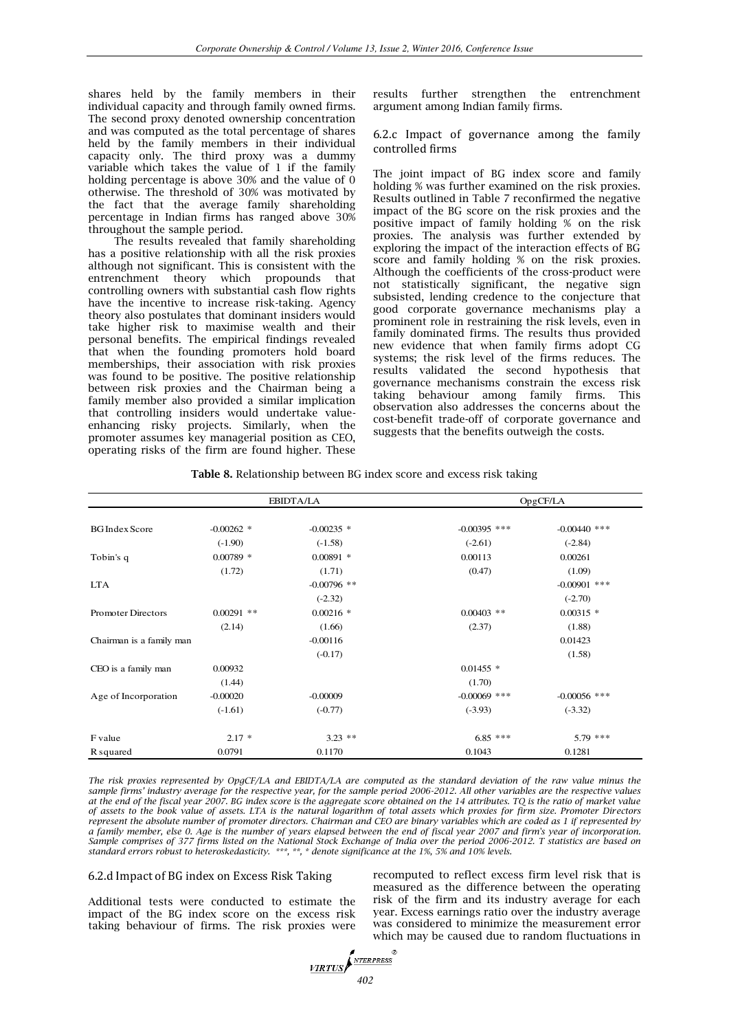shares held by the family members in their individual capacity and through family owned firms. The second proxy denoted ownership concentration and was computed as the total percentage of shares held by the family members in their individual capacity only. The third proxy was a dummy variable which takes the value of 1 if the family holding percentage is above 30% and the value of 0 otherwise. The threshold of 30% was motivated by the fact that the average family shareholding percentage in Indian firms has ranged above 30% throughout the sample period.

The results revealed that family shareholding has a positive relationship with all the risk proxies although not significant. This is consistent with the entrenchment theory which propounds that controlling owners with substantial cash flow rights have the incentive to increase risk-taking. Agency theory also postulates that dominant insiders would take higher risk to maximise wealth and their personal benefits. The empirical findings revealed that when the founding promoters hold board memberships, their association with risk proxies was found to be positive. The positive relationship between risk proxies and the Chairman being a family member also provided a similar implication that controlling insiders would undertake value-enhancing risky projects. Similarly, when the promoter assumes key managerial position as CEO, operating risks of the firm are found higher. These results further strengthen the entrenchment argument among Indian family firms.

### 6.2.c Impact of governance among the family controlled firms

The joint impact of BG index score and family holding % was further examined on the risk proxies. Results outlined in Table 7 reconfirmed the negative impact of the BG score on the risk proxies and the positive impact of family holding % on the risk proxies. The analysis was further extended by exploring the impact of the interaction effects of BG score and family holding % on the risk proxies. Although the coefficients of the cross-product were not statistically significant, the negative sign subsisted, lending credence to the conjecture that good corporate governance mechanisms play a prominent role in restraining the risk levels, even in family dominated firms. The results thus provided new evidence that when family firms adopt CG systems; the risk level of the firms reduces. The results validated the second hypothesis that governance mechanisms constrain the excess risk taking behaviour among family firms. This observation also addresses the concerns about the cost-benefit trade-off of corporate governance and suggests that the benefits outweigh the costs.

**Table 8.** Relationship between BG index score and excess risk taking

| | EBIDTA/LA | | OpgCF/LA | |
|---|---|---|---|---|
| BG Index Score | -0.00262 * | -0.00235 * | -0.00395 *** | -0.00440 *** |
| | (-1.90) | (-1.58) | (-2.61) | (-2.84) |
| Tobin's q | 0.00789 * | 0.00891 * | 0.00113 | 0.00261 |
| | (1.72) | (1.71) | (0.47) | (1.09) |
| LTA | | -0.00796 ** | | -0.00901 *** |
| | | (-2.32) | | (-2.70) |
| Promoter Directors | 0.00291 ** | 0.00216 * | 0.00403 ** | 0.00315 * |
| | (2.14) | (1.66) | (2.37) | (1.88) |
| Chairman is a family man | | -0.00116 | | 0.01423 |
| | | (-0.17) | | (1.58) |
| CEO is a family man | 0.00932 | | 0.01455 * | |
| | (1.44) | | (1.70) | |
| Age of Incorporation | -0.00020 | -0.00009 | -0.00069 *** | -0.00056 *** |
| | (-1.61) | (-0.77) | (-3.93) | (-3.32) |
| F value | 2.17 * | 3.23 ** | 6.85 *** | 5.79 *** |
| R squared | 0.0791 | 0.1170 | 0.1043 | 0.1281 |

*The risk proxies represented by OpgCF/LA and EBIDTA/LA are computed as the standard deviation of the raw value minus the sample firms' industry average for the respective year, for the sample period 2006-2012. All other variables are the respective values at the end of the fiscal year 2007. BG index score is the aggregate score obtained on the 14 attributes. TQ is the ratio of market value of assets to the book value of assets. LTA is the natural logarithm of total assets which proxies for firm size. Promoter Directors represent the absolute number of promoter directors. Chairman and CEO are binary variables which are coded as 1 if represented by a family member, else 0. Age is the number of years elapsed between the end of fiscal year 2007 and firm's year of incorporation. Sample comprises of 377 firms listed on the National Stock Exchange of India over the period 2006-2012. T statistics are based on standard errors robust to heteroskedasticity. \*\*\*, \*\*, \* denote significance at the 1%, 5% and 10% levels.*

### 6.2.d Impact of BG index on Excess Risk Taking

Additional tests were conducted to estimate the impact of the BG index score on the excess risk taking behaviour of firms. The risk proxies were recomputed to reflect excess firm level risk that is measured as the difference between the operating risk of the firm and its industry average for each year. Excess earnings ratio over the industry average was considered to minimize the measurement error which may be caused due to random fluctuations in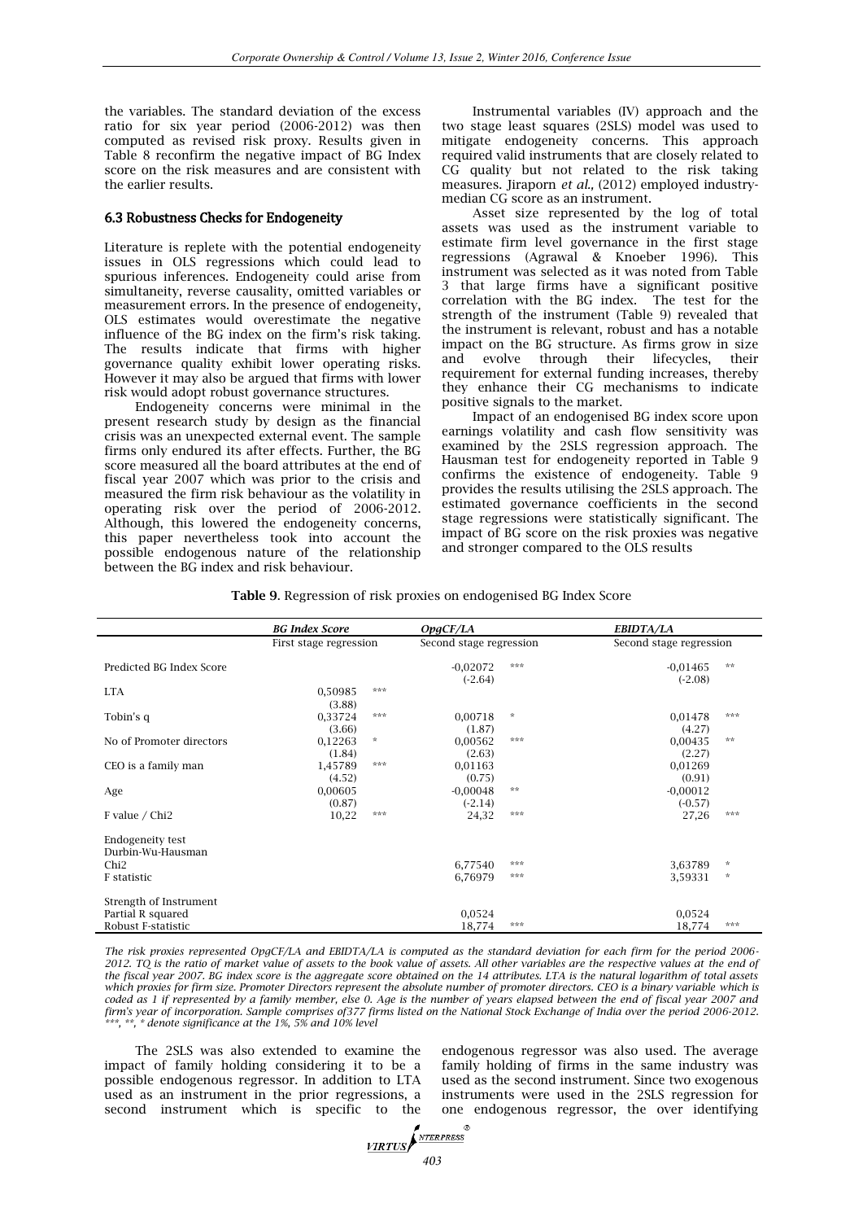the variables. The standard deviation of the excess ratio for six year period (2006-2012) was then computed as revised risk proxy. Results given in Table 8 reconfirm the negative impact of BG Index score on the risk measures and are consistent with the earlier results.

### 6.3 Robustness Checks for Endogeneity

Literature is replete with the potential endogeneity issues in OLS regressions which could lead to spurious inferences. Endogeneity could arise from simultaneity, reverse causality, omitted variables or measurement errors. In the presence of endogeneity, OLS estimates would overestimate the negative influence of the BG index on the firm's risk taking. The results indicate that firms with higher governance quality exhibit lower operating risks. However it may also be argued that firms with lower risk would adopt robust governance structures.

Endogeneity concerns were minimal in the present research study by design as the financial crisis was an unexpected external event. The sample firms only endured its after effects. Further, the BG score measured all the board attributes at the end of fiscal year 2007 which was prior to the crisis and measured the firm risk behaviour as the volatility in operating risk over the period of 2006-2012. Although, this lowered the endogeneity concerns, this paper nevertheless took into account the possible endogenous nature of the relationship between the BG index and risk behaviour.

Instrumental variables (IV) approach and the two stage least squares (2SLS) model was used to mitigate endogeneity concerns. This approach required valid instruments that are closely related to CG quality but not related to the risk taking measures. Jiraporn *et al.,* (2012) employed industry-median CG score as an instrument.

Asset size represented by the log of total assets was used as the instrument variable to estimate firm level governance in the first stage regressions (Agrawal & Knoeber 1996). This instrument was selected as it was noted from Table 3 that large firms have a significant positive correlation with the BG index. The test for the strength of the instrument (Table 9) revealed that the instrument is relevant, robust and has a notable impact on the BG structure. As firms grow in size and evolve through their lifecycles, their requirement for external funding increases, thereby they enhance their CG mechanisms to indicate positive signals to the market.

Impact of an endogenised BG index score upon earnings volatility and cash flow sensitivity was examined by the 2SLS regression approach. The Hausman test for endogeneity reported in Table 9 confirms the existence of endogeneity. Table 9 provides the results utilising the 2SLS approach. The estimated governance coefficients in the second stage regressions were statistically significant. The impact of BG score on the risk proxies was negative and stronger compared to the OLS results

**Table 9.** Regression of risk proxies on endogenised BG Index Score

| | ***BG Index Score*** | | ***OpgCF/LA*** | | ***EBIDTA/LA*** | |
|---|---|---|---|---|---|---|
| | First stage regression | | Second stage regression | | Second stage regression | |
| Predicted BG Index Score | | | -0,02072 | *** | -0,01465 | ** |
| | | | (-2.64) | | (-2.08) | |
| LTA | 0,50985 | *** | | | | |
| | (3.88) | | | | | |
| Tobin's q | 0,33724 | *** | 0,00718 | * | 0,01478 | *** |
| | (3.66) | | (1.87) | | (4.27) | |
| No of Promoter directors | 0,12263 | * | 0,00562 | *** | 0,00435 | ** |
| | (1.84) | | (2.63) | | (2.27) | |
| CEO is a family man | 1,45789 | *** | 0,01163 | | 0,01269 | |
| | (4.52) | | (0.75) | | (0.91) | |
| Age | 0,00605 | | -0,00048 | ** | -0,00012 | |
| | (0.87) | | (-2.14) | | (-0.57) | |
| F value / Chi2 | 10,22 | *** | 24,32 | *** | 27,26 | *** |
| Endogeneity test | | | | | | |
| Durbin-Wu-Hausman | | | | | | |
| Chi2 | | | 6,77540 | *** | 3,63789 | * |
| F statistic | | | 6,76979 | *** | 3,59331 | * |
| Strength of Instrument | | | | | | |
| Partial R squared | | | 0,0524 | | 0,0524 | |
| Robust F-statistic | | | 18,774 | *** | 18,774 | *** |

*The risk proxies represented OpgCF/LA and EBIDTA/LA is computed as the standard deviation for each firm for the period 2006-2012. TQ is the ratio of market value of assets to the book value of assets. All other variables are the respective values at the end of the fiscal year 2007. BG index score is the aggregate score obtained on the 14 attributes. LTA is the natural logarithm of total assets which proxies for firm size. Promoter Directors represent the absolute number of promoter directors. CEO is a binary variable which is coded as 1 if represented by a family member, else 0. Age is the number of years elapsed between the end of fiscal year 2007 and firm's year of incorporation. Sample comprises of377 firms listed on the National Stock Exchange of India over the period 2006-2012. \*\*\*, \*\*, \* denote significance at the 1%, 5% and 10% level*

The 2SLS was also extended to examine the impact of family holding considering it to be a possible endogenous regressor. In addition to LTA used as an instrument in the prior regressions, a second instrument which is specific to the endogenous regressor was also used. The average family holding of firms in the same industry was used as the second instrument. Since two exogenous instruments were used in the 2SLS regression for one endogenous regressor, the over identifying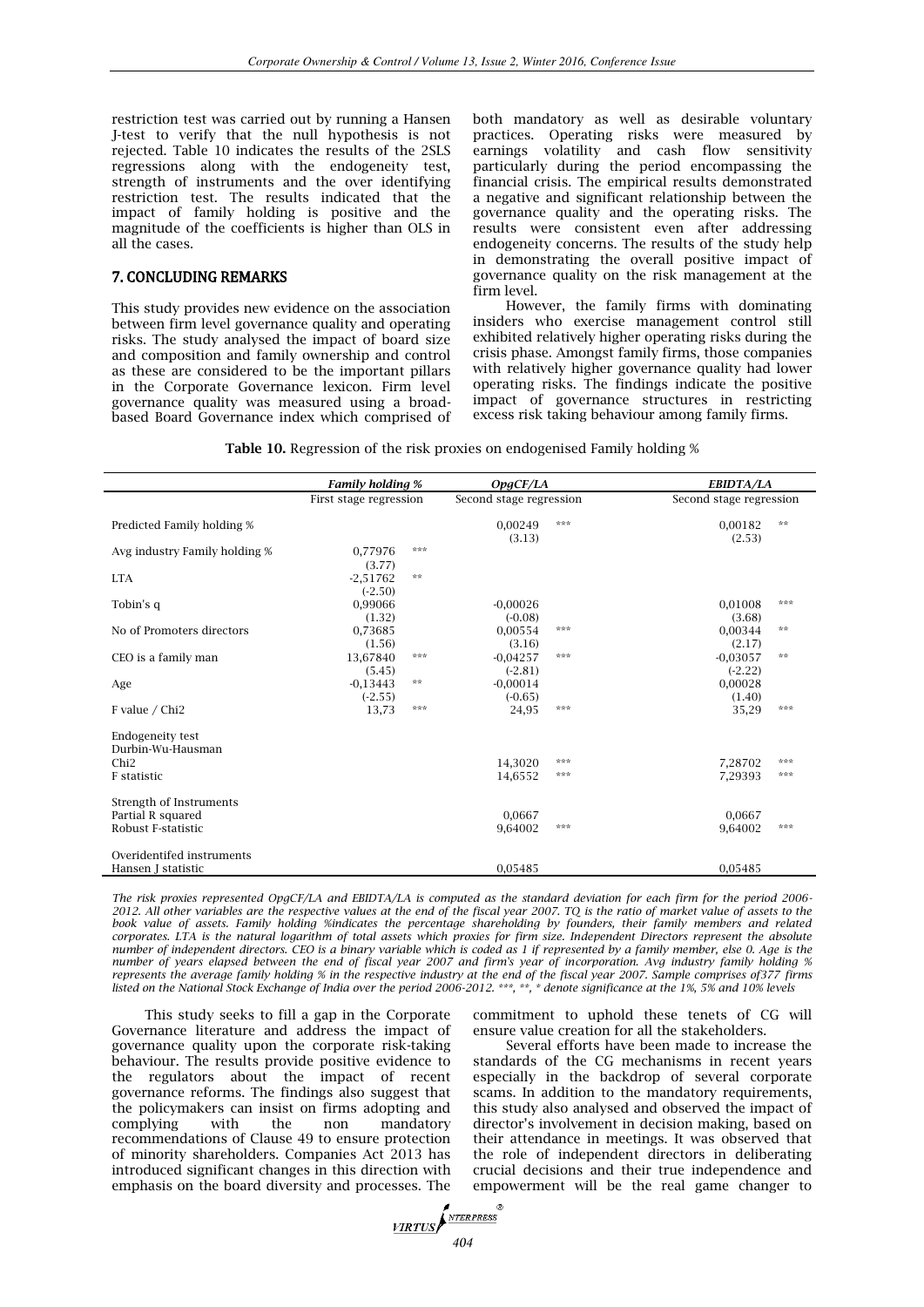restriction test was carried out by running a Hansen J-test to verify that the null hypothesis is not rejected. Table 10 indicates the results of the 2SLS regressions along with the endogeneity test, strength of instruments and the over identifying restriction test. The results indicated that the impact of family holding is positive and the magnitude of the coefficients is higher than OLS in all the cases.

## 7. CONCLUDING REMARKS

This study provides new evidence on the association between firm level governance quality and operating risks. The study analysed the impact of board size and composition and family ownership and control as these are considered to be the important pillars in the Corporate Governance lexicon. Firm level governance quality was measured using a broad-based Board Governance index which comprised of both mandatory as well as desirable voluntary practices. Operating risks were measured by earnings volatility and cash flow sensitivity particularly during the period encompassing the financial crisis. The empirical results demonstrated a negative and significant relationship between the governance quality and the operating risks. The results were consistent even after addressing endogeneity concerns. The results of the study help in demonstrating the overall positive impact of governance quality on the risk management at the firm level.

However, the family firms with dominating insiders who exercise management control still exhibited relatively higher operating risks during the crisis phase. Amongst family firms, those companies with relatively higher governance quality had lower operating risks. The findings indicate the positive impact of governance structures in restricting excess risk taking behaviour among family firms.

**Table 10.** Regression of the risk proxies on endogenised Family holding %

| | *Family holding %* | | *OpgCF/LA* | | *EBIDTA/LA* | |
|---|---|---|---|---|---|---|
| | First stage regression | | Second stage regression | | Second stage regression | |
| Predicted Family holding % | | | 0,00249 | *** | 0,00182 | ** |
| | | | (3.13) | | (2.53) | |
| Avg industry Family holding % | 0,77976 | *** | | | | |
| | (3.77) | | | | | |
| LTA | -2,51762 | ** | | | | |
| | (-2.50) | | | | | |
| Tobin's q | 0,99066 | | -0,00026 | | 0,01008 | *** |
| | (1.32) | | (-0.08) | | (3.68) | |
| No of Promoters directors | 0,73685 | | 0,00554 | *** | 0,00344 | ** |
| | (1.56) | | (3.16) | | (2.17) | |
| CEO is a family man | 13,67840 | *** | -0,04257 | *** | -0,03057 | ** |
| | (5.45) | | (-2.81) | | (-2.22) | |
| Age | -0,13443 | ** | -0,00014 | | 0,00028 | |
| | (-2.55) | | (-0.65) | | (1.40) | |
| F value / Chi2 | 13,73 | *** | 24,95 | *** | 35,29 | *** |
| Endogeneity test | | | | | | |
| Durbin-Wu-Hausman | | | | | | |
| Chi2 | | | 14,3020 | *** | 7,28702 | *** |
| F statistic | | | 14,6552 | *** | 7,29393 | *** |
| Strength of Instruments | | | | | | |
| Partial R squared | | | 0,0667 | | 0,0667 | |
| Robust F-statistic | | | 9,64002 | *** | 9,64002 | *** |
| Overidentifed instruments | | | | | | |
| Hansen J statistic | | | 0,05485 | | 0,05485 | |

*The risk proxies represented OpgCF/LA and EBIDTA/LA is computed as the standard deviation for each firm for the period 2006-2012. All other variables are the respective values at the end of the fiscal year 2007. TQ is the ratio of market value of assets to the book value of assets. Family holding %indicates the percentage shareholding by founders, their family members and related corporates. LTA is the natural logarithm of total assets which proxies for firm size. Independent Directors represent the absolute number of independent directors. CEO is a binary variable which is coded as 1 if represented by a family member, else 0. Age is the number of years elapsed between the end of fiscal year 2007 and firm's year of incorporation. Avg industry family holding % represents the average family holding % in the respective industry at the end of the fiscal year 2007. Sample comprises of377 firms listed on the National Stock Exchange of India over the period 2006-2012. \*\*\*, \*\*, \* denote significance at the 1%, 5% and 10% levels*

This study seeks to fill a gap in the Corporate Governance literature and address the impact of governance quality upon the corporate risk-taking behaviour. The results provide positive evidence to the regulators about the impact of recent governance reforms. The findings also suggest that the policymakers can insist on firms adopting and complying with the non mandatory recommendations of Clause 49 to ensure protection of minority shareholders. Companies Act 2013 has introduced significant changes in this direction with emphasis on the board diversity and processes. The commitment to uphold these tenets of CG will ensure value creation for all the stakeholders.

Several efforts have been made to increase the standards of the CG mechanisms in recent years especially in the backdrop of several corporate scams. In addition to the mandatory requirements, this study also analysed and observed the impact of director's involvement in decision making, based on their attendance in meetings. It was observed that the role of independent directors in deliberating crucial decisions and their true independence and empowerment will be the real game changer to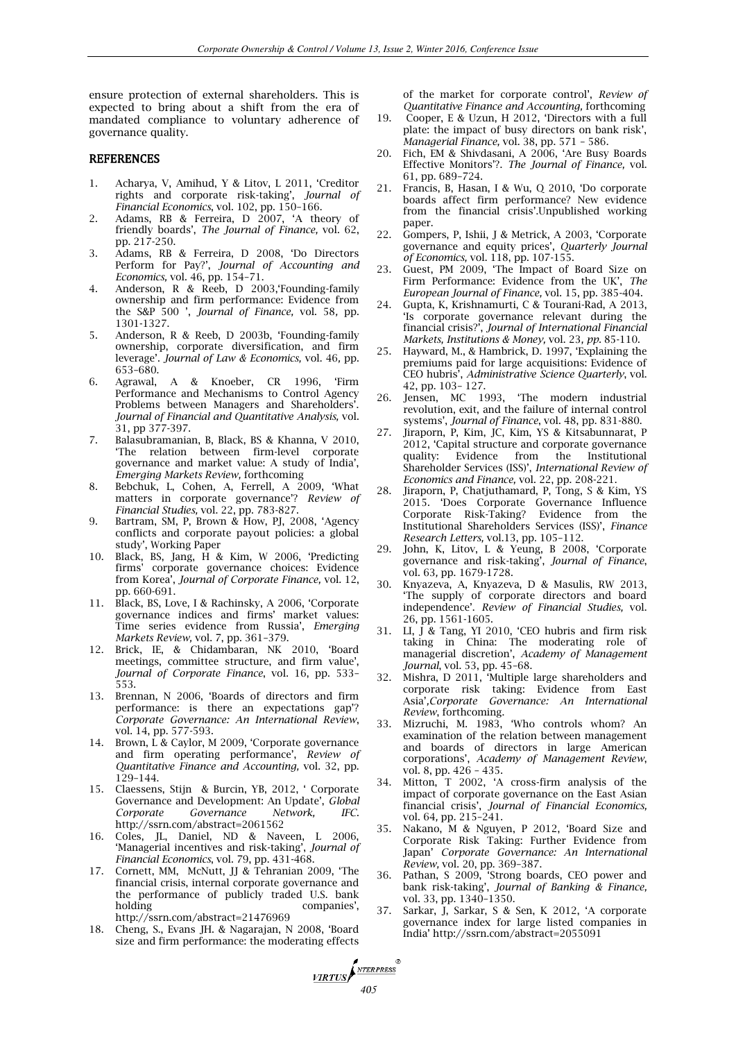ensure protection of external shareholders. This is expected to bring about a shift from the era of mandated compliance to voluntary adherence of governance quality.

## REFERENCES

1. Acharya, V, Amihud, Y & Litov, L 2011, 'Creditor rights and corporate risk-taking', *Journal of Financial Economics*, vol. 102, pp. 150–166.
2. Adams, RB & Ferreira, D 2007, 'A theory of friendly boards', *The Journal of Finance,* vol. 62, pp. 217-250.
3. Adams, RB & Ferreira, D 2008, 'Do Directors Perform for Pay?', *Journal of Accounting and Economics,* vol. 46, pp. 154–71.
4. Anderson, R & Reeb, D 2003,'Founding-family ownership and firm performance: Evidence from the S&P 500 ', *Journal of Finance,* vol. 58, pp. 1301-1327.
5. Anderson, R & Reeb, D 2003b, 'Founding-family ownership, corporate diversification, and firm leverage'. *Journal of Law & Economics,* vol. 46, pp. 653–680.
6. Agrawal, A & Knoeber, CR 1996, 'Firm Performance and Mechanisms to Control Agency Problems between Managers and Shareholders'. *Journal of Financial and Quantitative Analysis,* vol. 31, pp 377-397.
7. Balasubramanian, B, Black, BS & Khanna, V 2010, 'The relation between firm-level corporate governance and market value: A study of India', *Emerging Markets Review,* forthcoming
8. Bebchuk, L, Cohen, A, Ferrell, A 2009, 'What matters in corporate governance'? *Review of Financial Studies,* vol. 22, pp. 783-827.
9. Bartram, SM, P, Brown & How, PJ, 2008, 'Agency conflicts and corporate payout policies: a global study', Working Paper
10. Black, BS, Jang, H & Kim, W 2006, 'Predicting firms' corporate governance choices: Evidence from Korea', *Journal of Corporate Finance,* vol. 12, pp. 660-691.
11. Black, BS, Love, I & Rachinsky, A 2006, 'Corporate governance indices and firms' market values: Time series evidence from Russia', *Emerging Markets Review,* vol. 7, pp. 361–379.
12. Brick, IE, & Chidambaran, NK 2010, 'Board meetings, committee structure, and firm value', *Journal of Corporate Finance*, vol. 16, pp. 533–553.
13. Brennan, N 2006, 'Boards of directors and firm performance: is there an expectations gap'? *Corporate Governance: An International Review*, vol. 14, pp. 577-593.
14. Brown, L & Caylor, M 2009, 'Corporate governance and firm operating performance', *Review of Quantitative Finance and Accounting,* vol. 32, pp. 129–144.
15. Claessens, Stijn & Burcin, YB, 2012, ' Corporate Governance and Development: An Update', *Global Corporate Governance Network, IFC*. http://ssrn.com/abstract=2061562
16. Coles, JL, Daniel, ND & Naveen, L 2006, 'Managerial incentives and risk-taking', *Journal of Financial Economics*, vol. 79, pp. 431-468.
17. Cornett, MM, McNutt, JJ & Tehranian 2009, 'The financial crisis, internal corporate governance and the performance of publicly traded U.S. bank holding companies', http://ssrn.com/abstract=21476969
18. Cheng, S., Evans JH. & Nagarajan, N 2008, 'Board size and firm performance: the moderating effects of the market for corporate control', *Review of Quantitative Finance and Accounting,* forthcoming
19. Cooper, E & Uzun, H 2012, 'Directors with a full plate: the impact of busy directors on bank risk', *Managerial Finance,* vol. 38, pp. 571 – 586.
20. Fich, EM & Shivdasani, A 2006, 'Are Busy Boards Effective Monitors'?. *The Journal of Finance,* vol. 61, pp. 689–724.
21. Francis, B, Hasan, I & Wu, Q 2010, 'Do corporate boards affect firm performance? New evidence from the financial crisis'.Unpublished working paper.
22. Gompers, P, Ishii, J & Metrick, A 2003, 'Corporate governance and equity prices', *Quarterly Journal of Economics,* vol. 118, pp. 107-155.
23. Guest, PM 2009, 'The Impact of Board Size on Firm Performance: Evidence from the UK', *The European Journal of Finance,* vol. 15, pp. 385-404.
24. Gupta, K, Krishnamurti, C & Tourani-Rad, A 2013, 'Is corporate governance relevant during the financial crisis?', *Journal of International Financial Markets, Institutions & Money,* vol. 23, *pp.* 85-110.
25. Hayward, M., & Hambrick, D. 1997, 'Explaining the premiums paid for large acquisitions: Evidence of CEO hubris', *Administrative Science Quarterly*, vol. 42, pp. 103– 127.
26. Jensen, MC 1993, 'The modern industrial revolution, exit, and the failure of internal control systems', *Journal of Finance*, vol. 48, pp. 831-880.
27. Jiraporn, P, Kim, JC, Kim, YS & Kitsabunnarat, P 2012, 'Capital structure and corporate governance quality: Evidence from the Institutional Shareholder Services (ISS)', *International Review of Economics and Finance,* vol. 22, pp. 208-221.
28. Jiraporn, P, Chatjuthamard, P, Tong, S & Kim, YS 2015. 'Does Corporate Governance Influence Corporate Risk-Taking? Evidence from the Institutional Shareholders Services (ISS)', *Finance Research Letters,* vol.13, pp. 105–112.
29. John, K, Litov, L & Yeung, B 2008, 'Corporate governance and risk-taking', *Journal of Finance*, vol. 63, pp. 1679-1728.
30. Knyazeva, A, Knyazeva, D & Masulis, RW 2013, 'The supply of corporate directors and board independence'. *Review of Financial Studies,* vol. 26, pp. 1561-1605.
31. LI, J & Tang, YI 2010, 'CEO hubris and firm risk taking in China: The moderating role of managerial discretion', *Academy of Management Journal*, vol. 53, pp. 45–68.
32. Mishra, D 2011, 'Multiple large shareholders and corporate risk taking: Evidence from East Asia',*Corporate Governance: An International Review*, forthcoming.
33. Mizruchi, M. 1983, 'Who controls whom? An examination of the relation between management and boards of directors in large American corporations', *Academy of Management Review*, vol. 8, pp. 426 – 435.
34. Mitton, T 2002, 'A cross-firm analysis of the impact of corporate governance on the East Asian financial crisis', *Journal of Financial Economics,* vol. 64, pp. 215–241.
35. Nakano, M & Nguyen, P 2012, 'Board Size and Corporate Risk Taking: Further Evidence from Japan' *Corporate Governance: An International Review,* vol. 20, pp. 369–387.
36. Pathan, S 2009, 'Strong boards, CEO power and bank risk-taking', *Journal of Banking & Finance,* vol. 33, pp. 1340–1350.
37. Sarkar, J, Sarkar, S & Sen, K 2012, 'A corporate governance index for large listed companies in India' http://ssrn.com/abstract=2055091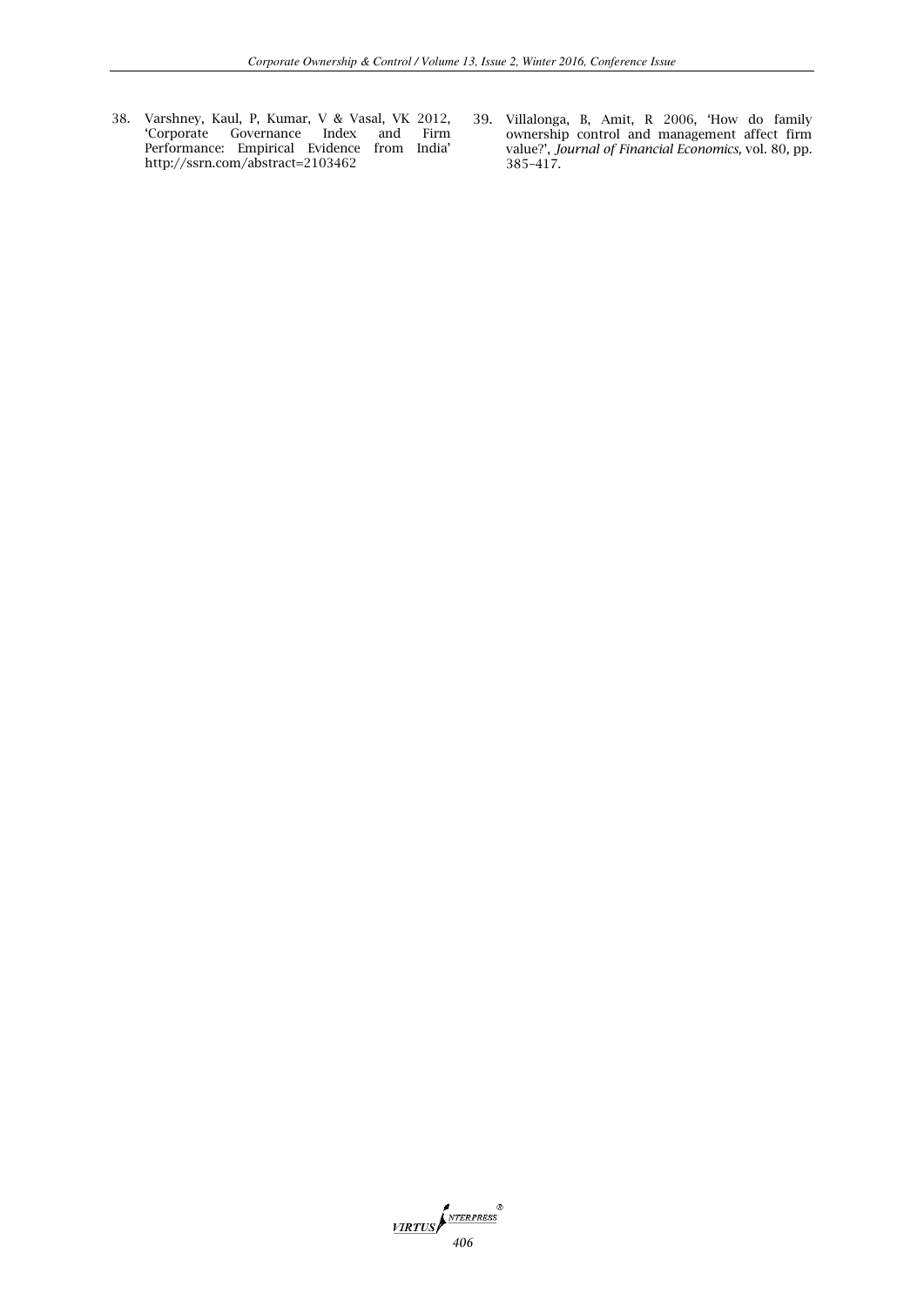38. Varshney, Kaul, P, Kumar, V & Vasal, VK 2012, 'Corporate Governance Index and Firm Performance: Empirical Evidence from India' http://ssrn.com/abstract=2103462
39. Villalonga, B, Amit, R 2006, 'How do family ownership control and management affect firm value?', *Journal of Financial Economics,* vol. 80, pp. 385–417.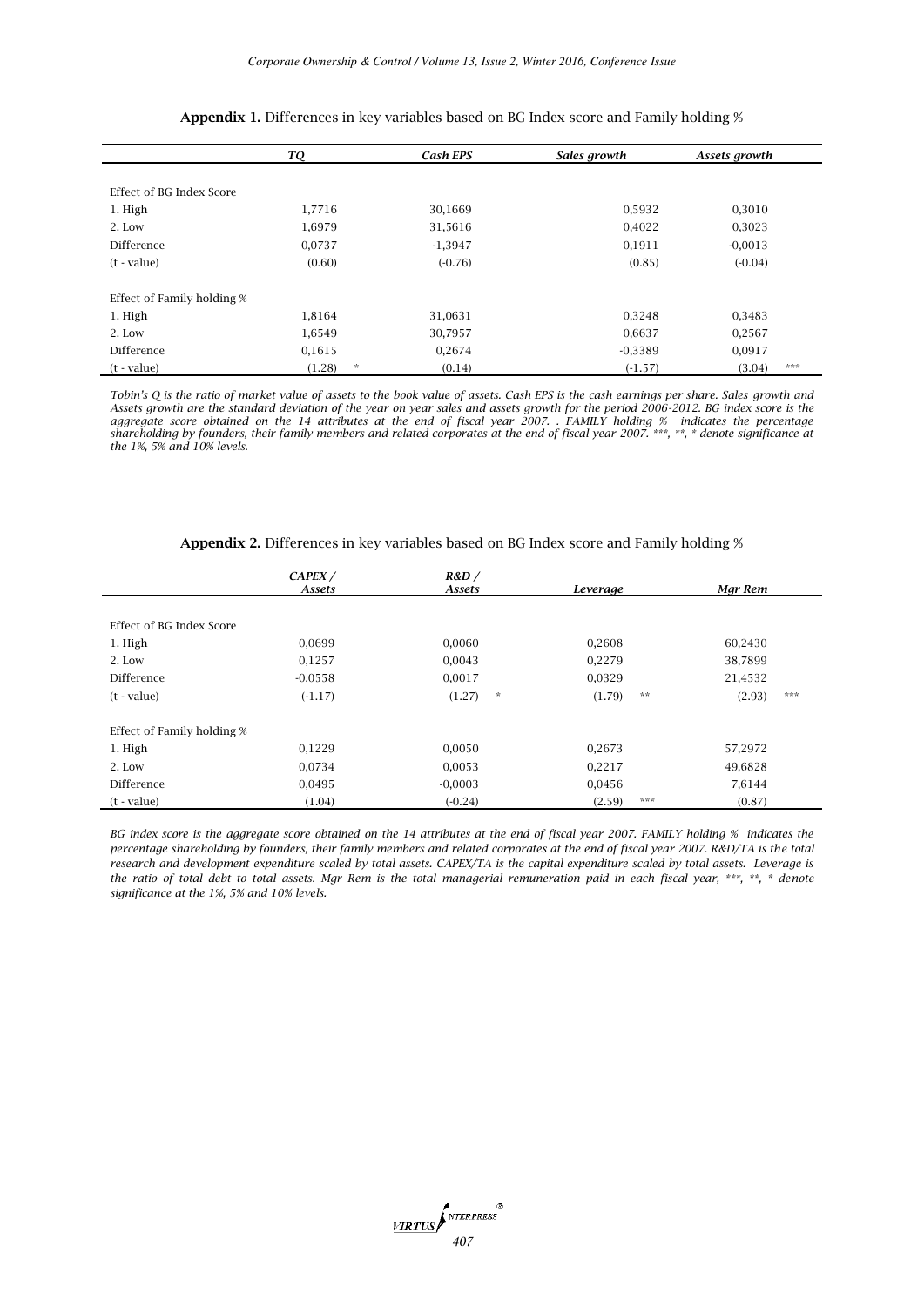**Appendix 1.** Differences in key variables based on BG Index score and Family holding %

| | *TQ* | *Cash EPS* | *Sales growth* | *Assets growth* |
|---|---|---|---|---|
| Effect of BG Index Score | | | | |
| 1. High | 1,7716 | 30,1669 | 0,5932 | 0,3010 |
| 2. Low | 1,6979 | 31,5616 | 0,4022 | 0,3023 |
| Difference | 0,0737 | -1,3947 | 0,1911 | -0,0013 |
| (t - value) | (0.60) | (-0.76) | (0.85) | (-0.04) |
| Effect of Family holding % | | | | |
| 1. High | 1,8164 | 31,0631 | 0,3248 | 0,3483 |
| 2. Low | 1,6549 | 30,7957 | 0,6637 | 0,2567 |
| Difference | 0,1615 | 0,2674 | -0,3389 | 0,0917 |
| (t - value) | (1.28) * | (0.14) | (-1.57) | (3.04) *** |

*Tobin's Q is the ratio of market value of assets to the book value of assets. Cash EPS is the cash earnings per share. Sales growth and Assets growth are the standard deviation of the year on year sales and assets growth for the period 2006-2012. BG index score is the aggregate score obtained on the 14 attributes at the end of fiscal year 2007. . FAMILY holding % indicates the percentage shareholding by founders, their family members and related corporates at the end of fiscal year 2007. \*\*\*, \*\*, \* denote significance at the 1%, 5% and 10% levels.*

**Appendix 2.** Differences in key variables based on BG Index score and Family holding %

| | *CAPEX / Assets* | *R&D / Assets* | *Leverage* | *Mgr Rem* |
|---|---|---|---|---|
| Effect of BG Index Score | | | | |
| 1. High | 0,0699 | 0,0060 | 0,2608 | 60,2430 |
| 2. Low | 0,1257 | 0,0043 | 0,2279 | 38,7899 |
| Difference | -0,0558 | 0,0017 | 0,0329 | 21,4532 |
| (t - value) | (-1.17) | (1.27) * | (1.79) ** | (2.93) *** |
| Effect of Family holding % | | | | |
| 1. High | 0,1229 | 0,0050 | 0,2673 | 57,2972 |
| 2. Low | 0,0734 | 0,0053 | 0,2217 | 49,6828 |
| Difference | 0,0495 | -0,0003 | 0,0456 | 7,6144 |
| (t - value) | (1.04) | (-0.24) | (2.59) *** | (0.87) |

*BG index score is the aggregate score obtained on the 14 attributes at the end of fiscal year 2007. FAMILY holding % indicates the percentage shareholding by founders, their family members and related corporates at the end of fiscal year 2007. R&D/TA is the total research and development expenditure scaled by total assets. CAPEX/TA is the capital expenditure scaled by total assets. Leverage is the ratio of total debt to total assets. Mgr Rem is the total managerial remuneration paid in each fiscal year, \*\*\*, \*\*, \* denote significance at the 1%, 5% and 10% levels.*